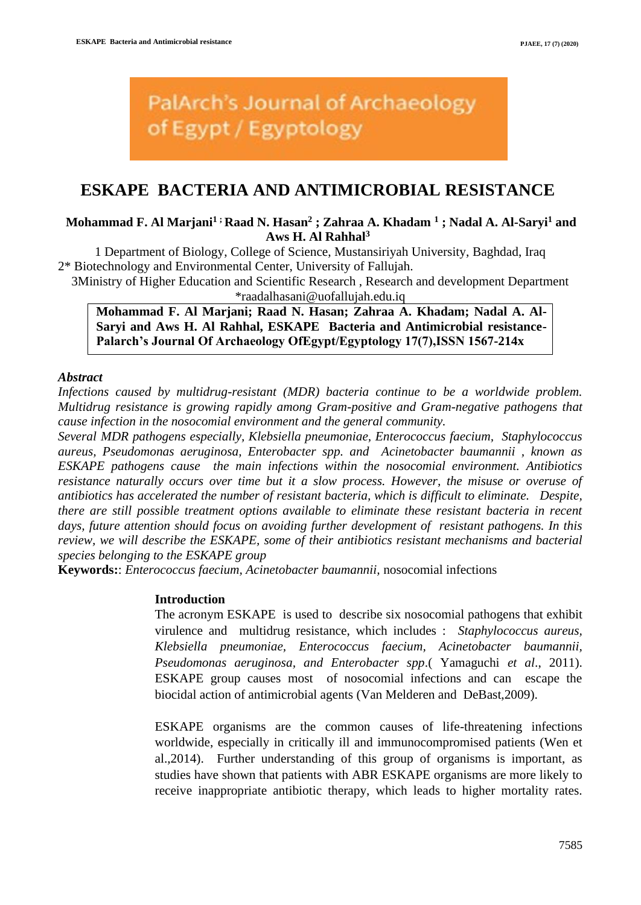PalArch's Journal of Archaeology of Egypt / Egyptology

# ESKAPE BACTERIA AND ANTIMICROBIAL RESISTANCE

**Mohammad F. Al Marjani[1] ; Raad N. Hasan[2] ; Zahraa A. Khadam [1] ; Nadal A. Al-Saryi[1] and Aws H. Al Rahhal[3]**

1 Department of Biology, College of Science, Mustansiriyah University, Baghdad, Iraq
2* Biotechnology and Environmental Center, University of Fallujah.
3Ministry of Higher Education and Scientific Research , Research and development Department
*raadalhasani@uofallujah.edu.iq

**Mohammad F. Al Marjani; Raad N. Hasan; Zahraa A. Khadam; Nadal A. Al-Saryi and Aws H. Al Rahhal, ESKAPE Bacteria and Antimicrobial resistance-Palarch's Journal Of Archaeology OfEgypt/Egyptology 17(7),ISSN 1567-214x**

***Abstract***

*Infections caused by multidrug-resistant (MDR) bacteria continue to be a worldwide problem. Multidrug resistance is growing rapidly among Gram-positive and Gram-negative pathogens that cause infection in the nosocomial environment and the general community.*

*Several MDR pathogens especially, Klebsiella pneumoniae, Enterococcus faecium, Staphylococcus aureus, Pseudomonas aeruginosa, Enterobacter spp. and Acinetobacter baumannii , known as ESKAPE pathogens cause the main infections within the nosocomial environment. Antibiotics resistance naturally occurs over time but it a slow process. However, the misuse or overuse of antibiotics has accelerated the number of resistant bacteria, which is difficult to eliminate. Despite, there are still possible treatment options available to eliminate these resistant bacteria in recent days, future attention should focus on avoiding further development of resistant pathogens. In this review, we will describe the ESKAPE, some of their antibiotics resistant mechanisms and bacterial species belonging to the ESKAPE group*

**Keywords:**: *Enterococcus faecium, Acinetobacter baumannii*, nosocomial infections

## Introduction

The acronym ESKAPE is used to describe six nosocomial pathogens that exhibit virulence and multidrug resistance, which includes : *Staphylococcus aureus, Klebsiella pneumoniae, Enterococcus faecium, Acinetobacter baumannii, Pseudomonas aeruginosa, and Enterobacter spp*.( Yamaguchi *et al*., 2011). ESKAPE group causes most of nosocomial infections and can escape the biocidal action of antimicrobial agents (Van Melderen and DeBast,2009).

ESKAPE organisms are the common causes of life-threatening infections worldwide, especially in critically ill and immunocompromised patients (Wen et al.,2014). Further understanding of this group of organisms is important, as studies have shown that patients with ABR ESKAPE organisms are more likely to receive inappropriate antibiotic therapy, which leads to higher mortality rates.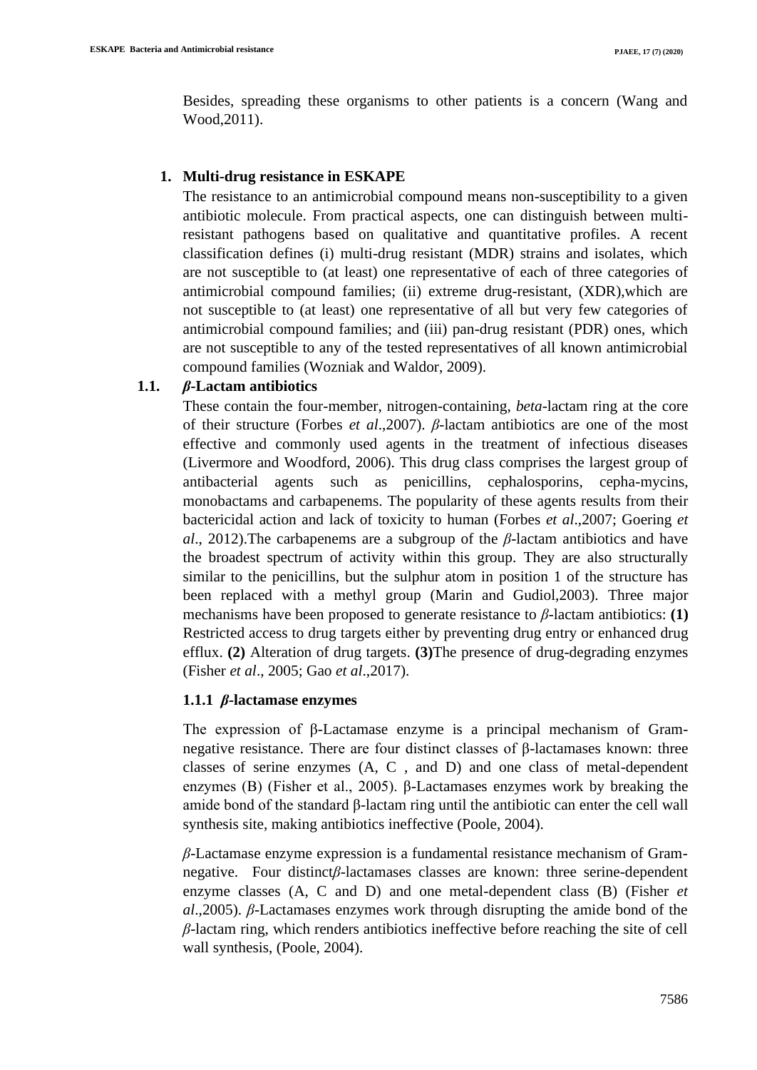Besides, spreading these organisms to other patients is a concern (Wang and Wood,2011).

## 1. Multi-drug resistance in ESKAPE

The resistance to an antimicrobial compound means non-susceptibility to a given antibiotic molecule. From practical aspects, one can distinguish between multi-resistant pathogens based on qualitative and quantitative profiles. A recent classification defines (i) multi-drug resistant (MDR) strains and isolates, which are not susceptible to (at least) one representative of each of three categories of antimicrobial compound families; (ii) extreme drug-resistant, (XDR),which are not susceptible to (at least) one representative of all but very few categories of antimicrobial compound families; and (iii) pan-drug resistant (PDR) ones, which are not susceptible to any of the tested representatives of all known antimicrobial compound families (Wozniak and Waldor, 2009).

### 1.1. *β*-Lactam antibiotics

These contain the four-member, nitrogen-containing, *beta*-lactam ring at the core of their structure (Forbes *et al*.,2007). *β*-lactam antibiotics are one of the most effective and commonly used agents in the treatment of infectious diseases (Livermore and Woodford, 2006). This drug class comprises the largest group of antibacterial agents such as penicillins, cephalosporins, cepha-mycins, monobactams and carbapenems. The popularity of these agents results from their bactericidal action and lack of toxicity to human (Forbes *et al*.,2007; Goering *et al*., 2012).The carbapenems are a subgroup of the *β*-lactam antibiotics and have the broadest spectrum of activity within this group. They are also structurally similar to the penicillins, but the sulphur atom in position 1 of the structure has been replaced with a methyl group (Marin and Gudiol,2003). Three major mechanisms have been proposed to generate resistance to *β*-lactam antibiotics: **(1)** Restricted access to drug targets either by preventing drug entry or enhanced drug efflux. **(2)** Alteration of drug targets. **(3)**The presence of drug-degrading enzymes (Fisher *et al*., 2005; Gao *et al*.,2017).

#### 1.1.1 *β*-lactamase enzymes

The expression of β-Lactamase enzyme is a principal mechanism of Gram-negative resistance. There are four distinct classes of β-lactamases known: three classes of serine enzymes (A, C , and D) and one class of metal-dependent enzymes (B) (Fisher et al., 2005). β-Lactamases enzymes work by breaking the amide bond of the standard β-lactam ring until the antibiotic can enter the cell wall synthesis site, making antibiotics ineffective (Poole, 2004).

*β*-Lactamase enzyme expression is a fundamental resistance mechanism of Gram-negative. Four distinct*β*-lactamases classes are known: three serine-dependent enzyme classes (A, C and D) and one metal-dependent class (B) (Fisher *et al*.,2005). *β*-Lactamases enzymes work through disrupting the amide bond of the *β*-lactam ring, which renders antibiotics ineffective before reaching the site of cell wall synthesis, (Poole, 2004).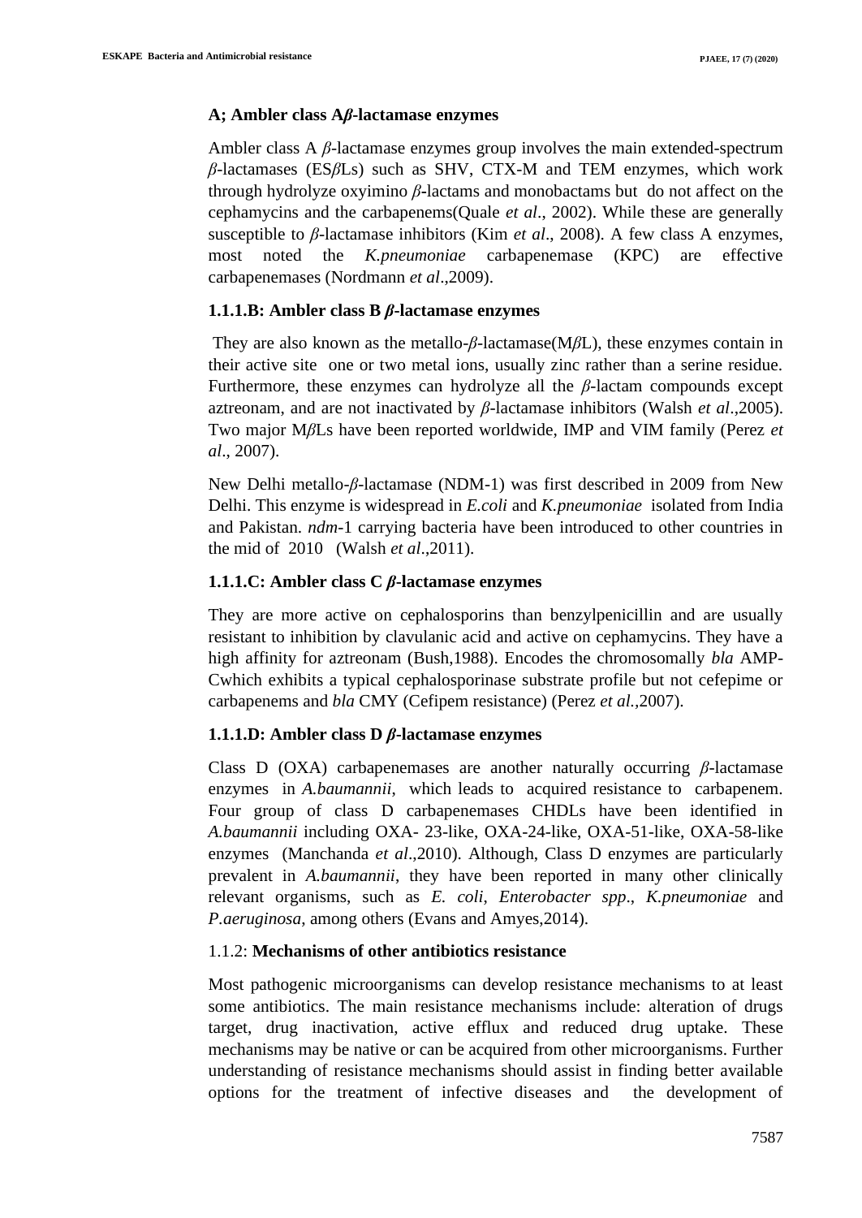### A; Ambler class A*β*-lactamase enzymes

Ambler class A *β*-lactamase enzymes group involves the main extended-spectrum *β*-lactamases (ES*β*Ls) such as SHV, CTX-M and TEM enzymes, which work through hydrolyze oxyimino *β*-lactams and monobactams but do not affect on the cephamycins and the carbapenems(Quale *et al*., 2002). While these are generally susceptible to *β*-lactamase inhibitors (Kim *et al*., 2008). A few class A enzymes, most noted the *K.pneumoniae* carbapenemase (KPC) are effective carbapenemases (Nordmann *et al*.,2009).

### 1.1.1.B: Ambler class B *β*-lactamase enzymes

They are also known as the metallo-*β*-lactamase(M*β*L), these enzymes contain in their active site one or two metal ions, usually zinc rather than a serine residue. Furthermore, these enzymes can hydrolyze all the *β*-lactam compounds except aztreonam, and are not inactivated by *β*-lactamase inhibitors (Walsh *et al*.,2005). Two major M*β*Ls have been reported worldwide, IMP and VIM family (Perez *et al*., 2007).

New Delhi metallo-*β*-lactamase (NDM-1) was first described in 2009 from New Delhi. This enzyme is widespread in *E.coli* and *K.pneumoniae* isolated from India and Pakistan. *ndm*-1 carrying bacteria have been introduced to other countries in the mid of 2010 (Walsh *et al*.,2011).

### 1.1.1.C: Ambler class C *β*-lactamase enzymes

They are more active on cephalosporins than benzylpenicillin and are usually resistant to inhibition by clavulanic acid and active on cephamycins. They have a high affinity for aztreonam (Bush,1988). Encodes the chromosomally *bla* AMP-Cwhich exhibits a typical cephalosporinase substrate profile but not cefepime or carbapenems and *bla* CMY (Cefipem resistance) (Perez *et al.*,2007).

### 1.1.1.D: Ambler class D *β*-lactamase enzymes

Class D (OXA) carbapenemases are another naturally occurring *β*-lactamase enzymes in *A.baumannii*, which leads to acquired resistance to carbapenem. Four group of class D carbapenemases CHDLs have been identified in *A.baumannii* including OXA- 23-like, OXA-24-like, OXA-51-like, OXA-58-like enzymes (Manchanda *et al*.,2010). Although, Class D enzymes are particularly prevalent in *A.baumannii*, they have been reported in many other clinically relevant organisms, such as *E. coli*, *Enterobacter spp*., *K.pneumoniae* and *P.aeruginosa*, among others (Evans and Amyes,2014).

### 1.1.2: **Mechanisms of other antibiotics resistance**

Most pathogenic microorganisms can develop resistance mechanisms to at least some antibiotics. The main resistance mechanisms include: alteration of drugs target, drug inactivation, active efflux and reduced drug uptake. These mechanisms may be native or can be acquired from other microorganisms. Further understanding of resistance mechanisms should assist in finding better available options for the treatment of infective diseases and the development of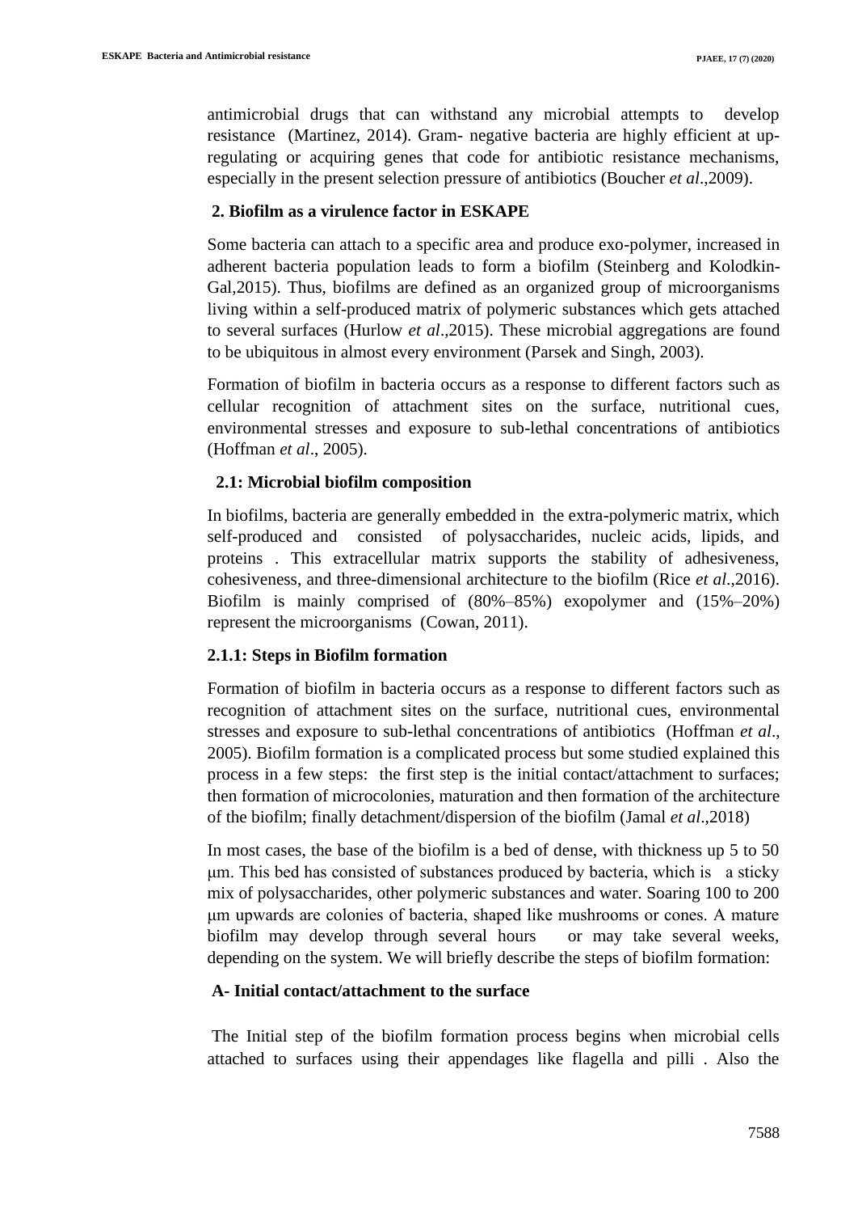antimicrobial drugs that can withstand any microbial attempts to develop resistance (Martinez, 2014). Gram- negative bacteria are highly efficient at up-regulating or acquiring genes that code for antibiotic resistance mechanisms, especially in the present selection pressure of antibiotics (Boucher *et al*.,2009).

## 2. Biofilm as a virulence factor in ESKAPE

Some bacteria can attach to a specific area and produce exo-polymer, increased in adherent bacteria population leads to form a biofilm (Steinberg and Kolodkin-Gal,2015). Thus, biofilms are defined as an organized group of microorganisms living within a self-produced matrix of polymeric substances which gets attached to several surfaces (Hurlow *et al*.,2015). These microbial aggregations are found to be ubiquitous in almost every environment (Parsek and Singh, 2003).

Formation of biofilm in bacteria occurs as a response to different factors such as cellular recognition of attachment sites on the surface, nutritional cues, environmental stresses and exposure to sub-lethal concentrations of antibiotics (Hoffman *et al*., 2005).

### 2.1: Microbial biofilm composition

In biofilms, bacteria are generally embedded in the extra-polymeric matrix, which self-produced and consisted of polysaccharides, nucleic acids, lipids, and proteins . This extracellular matrix supports the stability of adhesiveness, cohesiveness, and three-dimensional architecture to the biofilm (Rice *et al*.,2016). Biofilm is mainly comprised of (80%–85%) exopolymer and (15%–20%) represent the microorganisms (Cowan, 2011).

#### 2.1.1: Steps in Biofilm formation

Formation of biofilm in bacteria occurs as a response to different factors such as recognition of attachment sites on the surface, nutritional cues, environmental stresses and exposure to sub-lethal concentrations of antibiotics (Hoffman *et al*., 2005). Biofilm formation is a complicated process but some studied explained this process in a few steps: the first step is the initial contact/attachment to surfaces; then formation of microcolonies, maturation and then formation of the architecture of the biofilm; finally detachment/dispersion of the biofilm (Jamal *et al*.,2018)

In most cases, the base of the biofilm is a bed of dense, with thickness up 5 to 50 μm. This bed has consisted of substances produced by bacteria, which is a sticky mix of polysaccharides, other polymeric substances and water. Soaring 100 to 200 μm upwards are colonies of bacteria, shaped like mushrooms or cones. A mature biofilm may develop through several hours or may take several weeks, depending on the system. We will briefly describe the steps of biofilm formation:

**A- Initial contact/attachment to the surface**

The Initial step of the biofilm formation process begins when microbial cells attached to surfaces using their appendages like flagella and pilli . Also the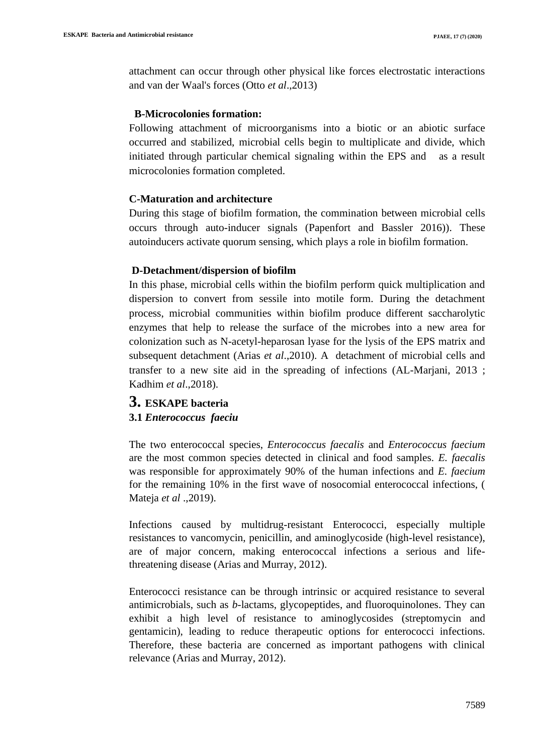attachment can occur through other physical like forces electrostatic interactions and van der Waal's forces (Otto *et al*.,2013)

**B-Microcolonies formation:**

Following attachment of microorganisms into a biotic or an abiotic surface occurred and stabilized, microbial cells begin to multiplicate and divide, which initiated through particular chemical signaling within the EPS and as a result microcolonies formation completed.

**C-Maturation and architecture**

During this stage of biofilm formation, the commination between microbial cells occurs through auto-inducer signals (Papenfort and Bassler 2016)). These autoinducers activate quorum sensing, which plays a role in biofilm formation.

**D-Detachment/dispersion of biofilm**

In this phase, microbial cells within the biofilm perform quick multiplication and dispersion to convert from sessile into motile form. During the detachment process, microbial communities within biofilm produce different saccharolytic enzymes that help to release the surface of the microbes into a new area for colonization such as N-acetyl-heparosan lyase for the lysis of the EPS matrix and subsequent detachment (Arias *et al*.,2010). A detachment of microbial cells and transfer to a new site aid in the spreading of infections (AL-Marjani, 2013 ; Kadhim *et al*.,2018).

## 3. ESKAPE bacteria

### 3.1 *Enterococcus faeciu*

The two enterococcal species, *Enterococcus faecalis* and *Enterococcus faecium* are the most common species detected in clinical and food samples. *E. faecalis* was responsible for approximately 90% of the human infections and *E. faecium* for the remaining 10% in the first wave of nosocomial enterococcal infections, ( Mateja *et al* .,2019).

Infections caused by multidrug-resistant Enterococci, especially multiple resistances to vancomycin, penicillin, and aminoglycoside (high-level resistance), are of major concern, making enterococcal infections a serious and life-threatening disease (Arias and Murray, 2012).

Enterococci resistance can be through intrinsic or acquired resistance to several antimicrobials, such as *b*-lactams, glycopeptides, and fluoroquinolones. They can exhibit a high level of resistance to aminoglycosides (streptomycin and gentamicin), leading to reduce therapeutic options for enterococci infections. Therefore, these bacteria are concerned as important pathogens with clinical relevance (Arias and Murray, 2012).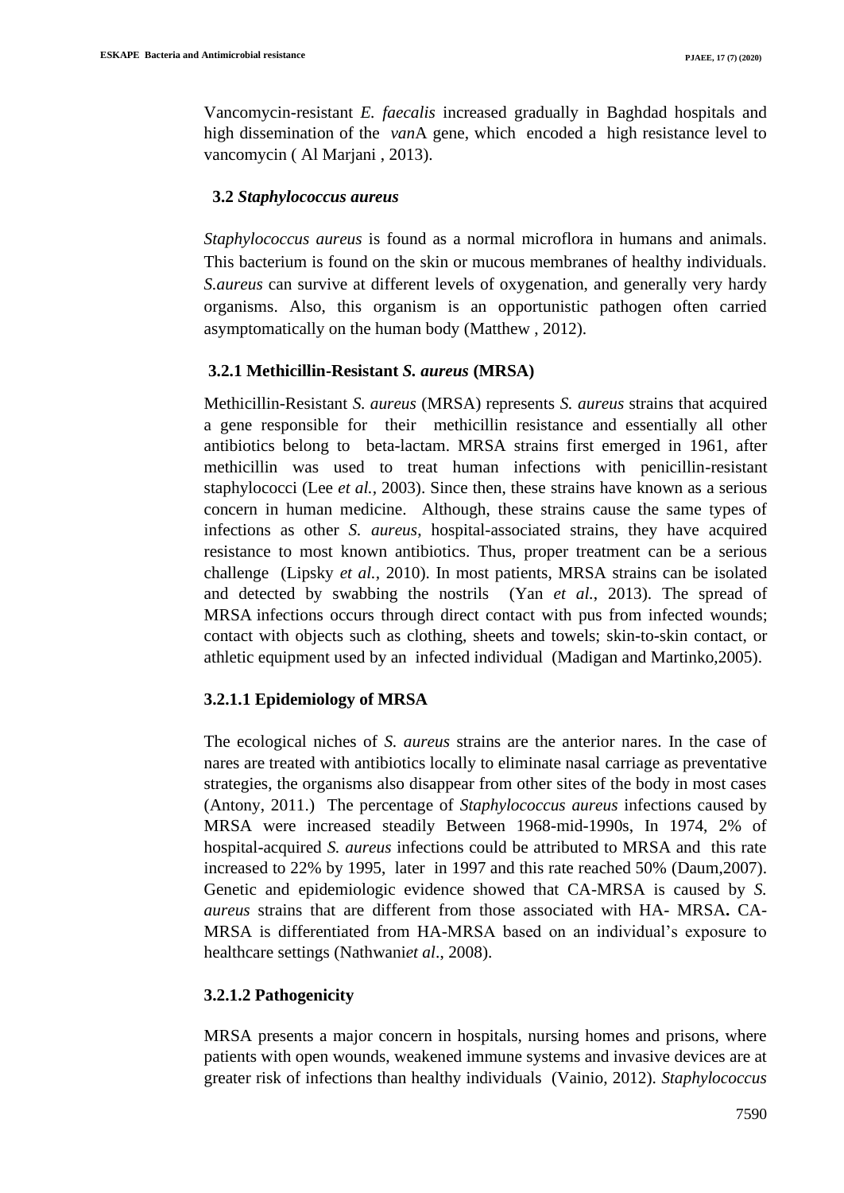Vancomycin-resistant *E. faecalis* increased gradually in Baghdad hospitals and high dissemination of the *van*A gene, which encoded a high resistance level to vancomycin ( Al Marjani , 2013).

### 3.2 *Staphylococcus aureus*

*Staphylococcus aureus* is found as a normal microflora in humans and animals. This bacterium is found on the skin or mucous membranes of healthy individuals. *S.aureus* can survive at different levels of oxygenation, and generally very hardy organisms. Also, this organism is an opportunistic pathogen often carried asymptomatically on the human body (Matthew , 2012).

#### 3.2.1 Methicillin-Resistant *S. aureus* (MRSA)

Methicillin-Resistant *S. aureus* (MRSA) represents *S. aureus* strains that acquired a gene responsible for their methicillin resistance and essentially all other antibiotics belong to beta-lactam. MRSA strains first emerged in 1961, after methicillin was used to treat human infections with penicillin-resistant staphylococci (Lee *et al.*, 2003). Since then, these strains have known as a serious concern in human medicine. Although, these strains cause the same types of infections as other *S. aureus*, hospital-associated strains, they have acquired resistance to most known antibiotics. Thus, proper treatment can be a serious challenge (Lipsky *et al.*, 2010). In most patients, MRSA strains can be isolated and detected by swabbing the nostrils (Yan *et al.*, 2013). The spread of MRSA infections occurs through direct contact with pus from infected wounds; contact with objects such as clothing, sheets and towels; skin-to-skin contact, or athletic equipment used by an infected individual (Madigan and Martinko,2005).

##### 3.2.1.1 Epidemiology of MRSA

The ecological niches of *S. aureus* strains are the anterior nares. In the case of nares are treated with antibiotics locally to eliminate nasal carriage as preventative strategies, the organisms also disappear from other sites of the body in most cases (Antony, 2011.) The percentage of *Staphylococcus aureus* infections caused by MRSA were increased steadily Between 1968-mid-1990s, In 1974, 2% of hospital-acquired *S. aureus* infections could be attributed to MRSA and this rate increased to 22% by 1995, later in 1997 and this rate reached 50% (Daum,2007). Genetic and epidemiologic evidence showed that CA-MRSA is caused by *S. aureus* strains that are different from those associated with HA- MRSA**.** CA-MRSA is differentiated from HA-MRSA based on an individual's exposure to healthcare settings (Nathwani*et al*., 2008).

##### 3.2.1.2 Pathogenicity

MRSA presents a major concern in hospitals, nursing homes and prisons, where patients with open wounds, weakened immune systems and invasive devices are at greater risk of infections than healthy individuals (Vainio, 2012). *Staphylococcus*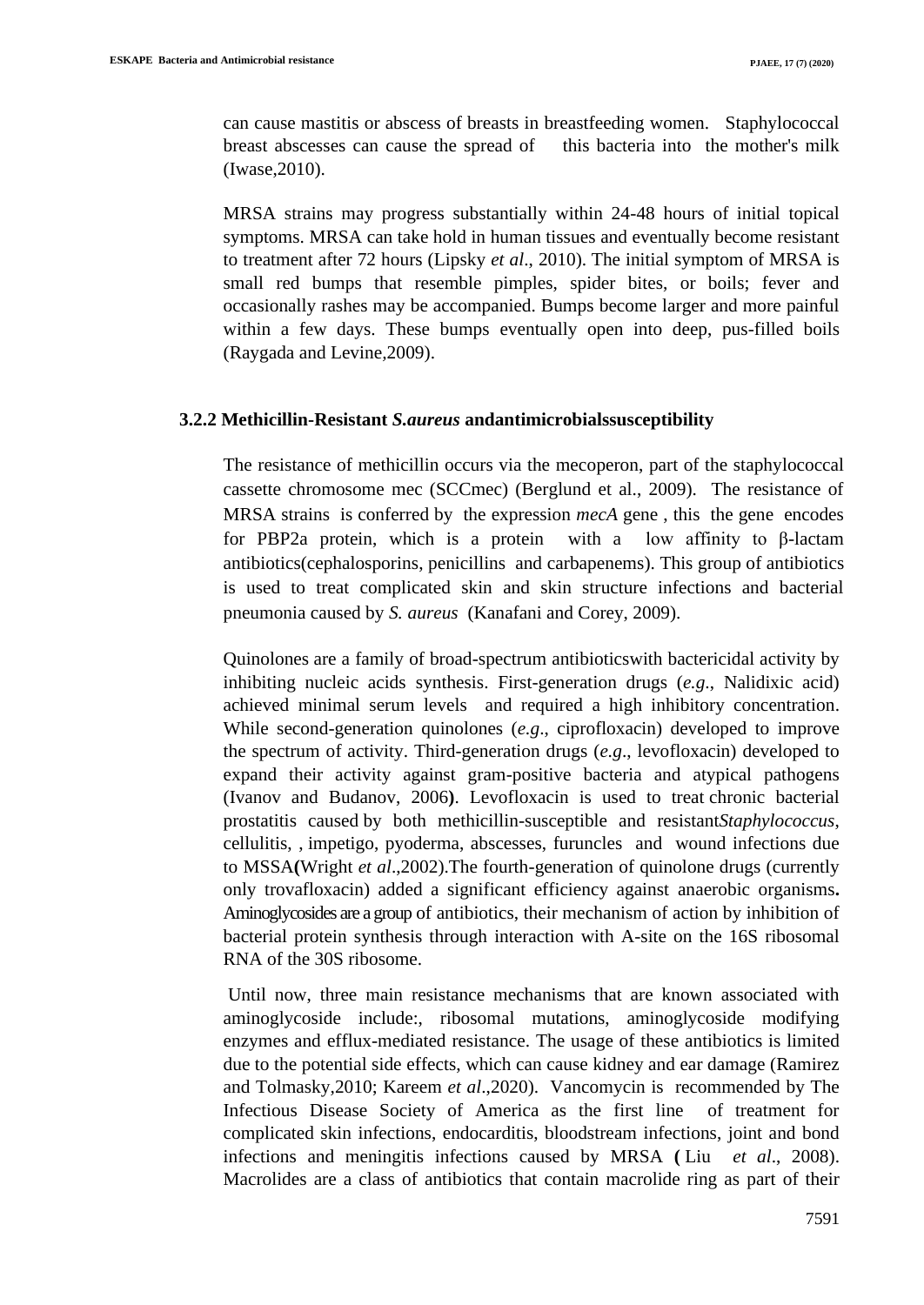can cause mastitis or abscess of breasts in breastfeeding women. Staphylococcal breast abscesses can cause the spread of this bacteria into the mother's milk (Iwase,2010).

MRSA strains may progress substantially within 24-48 hours of initial topical symptoms. MRSA can take hold in human tissues and eventually become resistant to treatment after 72 hours (Lipsky *et al*., 2010). The initial symptom of MRSA is small red bumps that resemble pimples, spider bites, or boils; fever and occasionally rashes may be accompanied. Bumps become larger and more painful within a few days. These bumps eventually open into deep, pus-filled boils (Raygada and Levine,2009).

### 3.2.2 Methicillin-Resistant *S.aureus* andantimicrobialssusceptibility

The resistance of methicillin occurs via the mecoperon, part of the staphylococcal cassette chromosome mec (SCCmec) (Berglund et al., 2009). The resistance of MRSA strains is conferred by the expression *mecA* gene , this the gene encodes for PBP2a protein, which is a protein with a low affinity to β-lactam antibiotics(cephalosporins, penicillins and carbapenems). This group of antibiotics is used to treat complicated skin and skin structure infections and bacterial pneumonia caused by *S. aureus* (Kanafani and Corey, 2009).

Quinolones are a family of broad-spectrum antibioticswith bactericidal activity by inhibiting nucleic acids synthesis. First-generation drugs (*e.g*., Nalidixic acid) achieved minimal serum levels and required a high inhibitory concentration. While second-generation quinolones (*e.g*., ciprofloxacin) developed to improve the spectrum of activity. Third-generation drugs (*e.g*., levofloxacin) developed to expand their activity against gram-positive bacteria and atypical pathogens (Ivanov and Budanov, 2006**)**. Levofloxacin is used to treat chronic bacterial prostatitis caused by both methicillin-susceptible and resistant*Staphylococcus*, cellulitis, , impetigo, pyoderma, abscesses, furuncles and wound infections due to MSSA**(**Wright *et al*.,2002).The fourth-generation of quinolone drugs (currently only trovafloxacin) added a significant efficiency against anaerobic organisms**.** Aminoglycosides are a group of antibiotics, their mechanism of action by inhibition of bacterial protein synthesis through interaction with A-site on the 16S ribosomal RNA of the 30S ribosome.

Until now, three main resistance mechanisms that are known associated with aminoglycoside include:, ribosomal mutations, aminoglycoside modifying enzymes and efflux-mediated resistance. The usage of these antibiotics is limited due to the potential side effects, which can cause kidney and ear damage (Ramirez and Tolmasky,2010; Kareem *et al*.,2020). Vancomycin is recommended by The Infectious Disease Society of America as the first line of treatment for complicated skin infections, endocarditis, bloodstream infections, joint and bond infections and meningitis infections caused by MRSA **(** Liu *et al*., 2008). Macrolides are a class of antibiotics that contain macrolide ring as part of their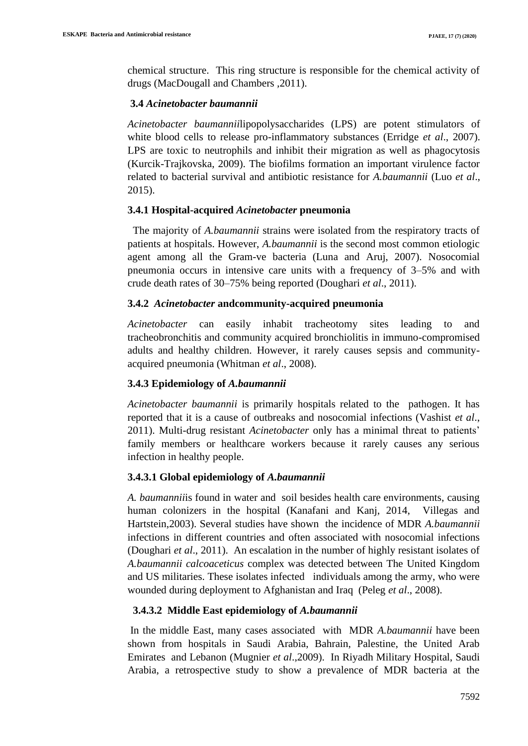chemical structure. This ring structure is responsible for the chemical activity of drugs (MacDougall and Chambers ,2011).

### 3.4 *Acinetobacter baumannii*

*Acinetobacter baumannii*lipopolysaccharides (LPS) are potent stimulators of white blood cells to release pro-inflammatory substances (Erridge *et al*., 2007). LPS are toxic to neutrophils and inhibit their migration as well as phagocytosis (Kurcik-Trajkovska, 2009). The biofilms formation an important virulence factor related to bacterial survival and antibiotic resistance for *A.baumannii* (Luo *et al*., 2015).

#### 3.4.1 Hospital-acquired *Acinetobacter* pneumonia

The majority of *A.baumannii* strains were isolated from the respiratory tracts of patients at hospitals. However, *A.baumannii* is the second most common etiologic agent among all the Gram-ve bacteria (Luna and Aruj, 2007). Nosocomial pneumonia occurs in intensive care units with a frequency of 3–5% and with crude death rates of 30–75% being reported (Doughari *et al*., 2011).

#### 3.4.2 *Acinetobacter* andcommunity-acquired pneumonia

*Acinetobacter* can easily inhabit tracheotomy sites leading to and tracheobronchitis and community acquired bronchiolitis in immuno-compromised adults and healthy children. However, it rarely causes sepsis and community-acquired pneumonia (Whitman *et al*., 2008).

#### 3.4.3 Epidemiology of *A.baumannii*

*Acinetobacter baumannii* is primarily hospitals related to the pathogen. It has reported that it is a cause of outbreaks and nosocomial infections (Vashist *et al*., 2011). Multi-drug resistant *Acinetobacter* only has a minimal threat to patients' family members or healthcare workers because it rarely causes any serious infection in healthy people.

##### 3.4.3.1 Global epidemiology of *A.baumannii*

*A. baumannii*is found in water and soil besides health care environments, causing human colonizers in the hospital (Kanafani and Kanj, 2014, Villegas and Hartstein,2003). Several studies have shown the incidence of MDR *A.baumannii* infections in different countries and often associated with nosocomial infections (Doughari *et al*., 2011). An escalation in the number of highly resistant isolates of *A.baumannii calcoaceticus* complex was detected between The United Kingdom and US militaries. These isolates infected individuals among the army, who were wounded during deployment to Afghanistan and Iraq (Peleg *et al*., 2008).

##### 3.4.3.2 Middle East epidemiology of *A.baumannii*

In the middle East, many cases associated with MDR *A.baumannii* have been shown from hospitals in Saudi Arabia, Bahrain, Palestine, the United Arab Emirates and Lebanon (Mugnier *et al*.,2009). In Riyadh Military Hospital, Saudi Arabia, a retrospective study to show a prevalence of MDR bacteria at the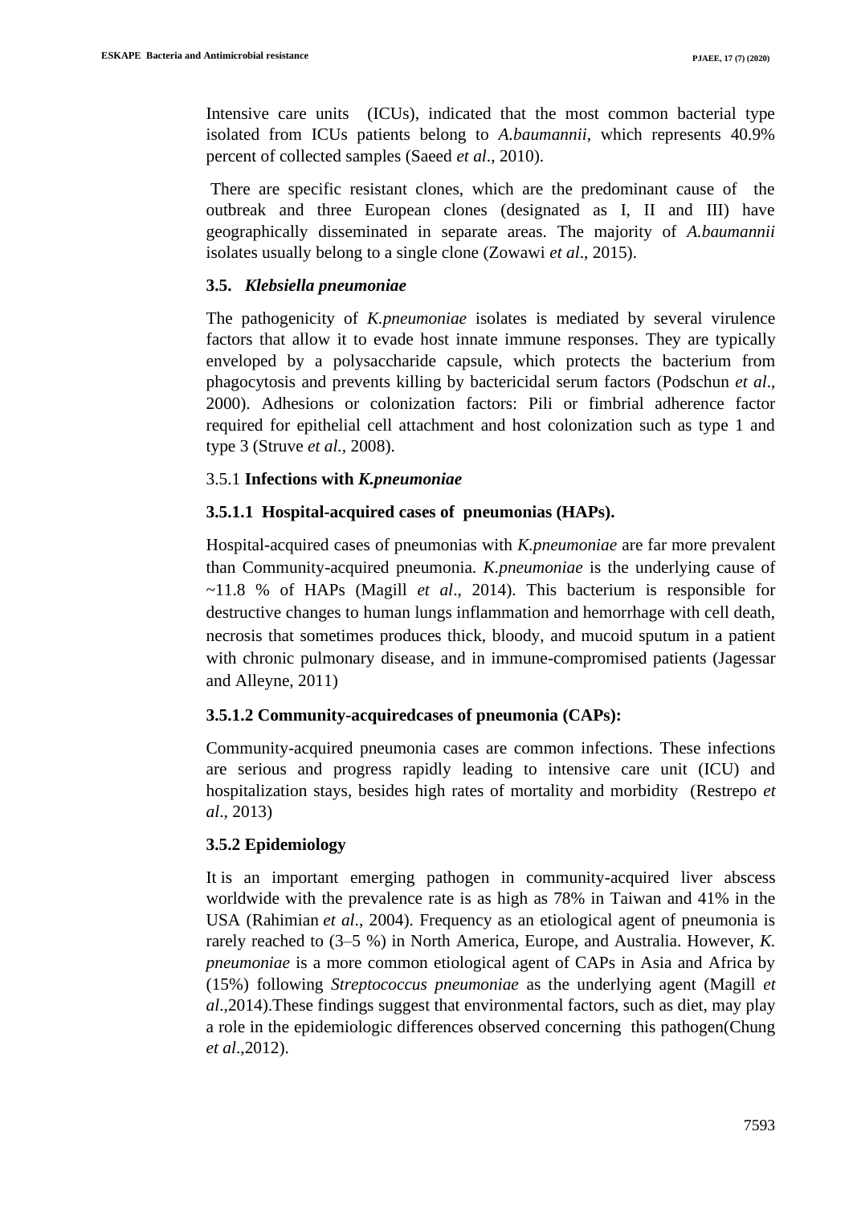Intensive care units (ICUs), indicated that the most common bacterial type isolated from ICUs patients belong to *A.baumannii*, which represents 40.9% percent of collected samples (Saeed *et al*., 2010).

There are specific resistant clones, which are the predominant cause of the outbreak and three European clones (designated as I, II and III) have geographically disseminated in separate areas. The majority of *A.baumannii* isolates usually belong to a single clone (Zowawi *et al*., 2015).

### 3.5. *Klebsiella pneumoniae*

The pathogenicity of *K.pneumoniae* isolates is mediated by several virulence factors that allow it to evade host innate immune responses. They are typically enveloped by a polysaccharide capsule, which protects the bacterium from phagocytosis and prevents killing by bactericidal serum factors (Podschun *et al*., 2000). Adhesions or colonization factors: Pili or fimbrial adherence factor required for epithelial cell attachment and host colonization such as type 1 and type 3 (Struve *et al.*, 2008).

#### 3.5.1 Infections with *K.pneumoniae*

##### 3.5.1.1 Hospital-acquired cases of pneumonias (HAPs).

Hospital-acquired cases of pneumonias with *K.pneumoniae* are far more prevalent than Community-acquired pneumonia. *K.pneumoniae* is the underlying cause of ~11.8 % of HAPs (Magill *et al*., 2014). This bacterium is responsible for destructive changes to human lungs inflammation and hemorrhage with cell death, necrosis that sometimes produces thick, bloody, and mucoid sputum in a patient with chronic pulmonary disease, and in immune-compromised patients (Jagessar and Alleyne, 2011)

##### 3.5.1.2 Community-acquiredcases of pneumonia (CAPs):

Community-acquired pneumonia cases are common infections. These infections are serious and progress rapidly leading to intensive care unit (ICU) and hospitalization stays, besides high rates of mortality and morbidity (Restrepo *et al*., 2013)

#### 3.5.2 Epidemiology

It is an important emerging pathogen in community-acquired liver abscess worldwide with the prevalence rate is as high as 78% in Taiwan and 41% in the USA (Rahimian *et al*., 2004). Frequency as an etiological agent of pneumonia is rarely reached to (3–5 %) in North America, Europe, and Australia. However, *K. pneumoniae* is a more common etiological agent of CAPs in Asia and Africa by (15%) following *Streptococcus pneumoniae* as the underlying agent (Magill *et al*.,2014).These findings suggest that environmental factors, such as diet, may play a role in the epidemiologic differences observed concerning this pathogen(Chung *et al*.,2012).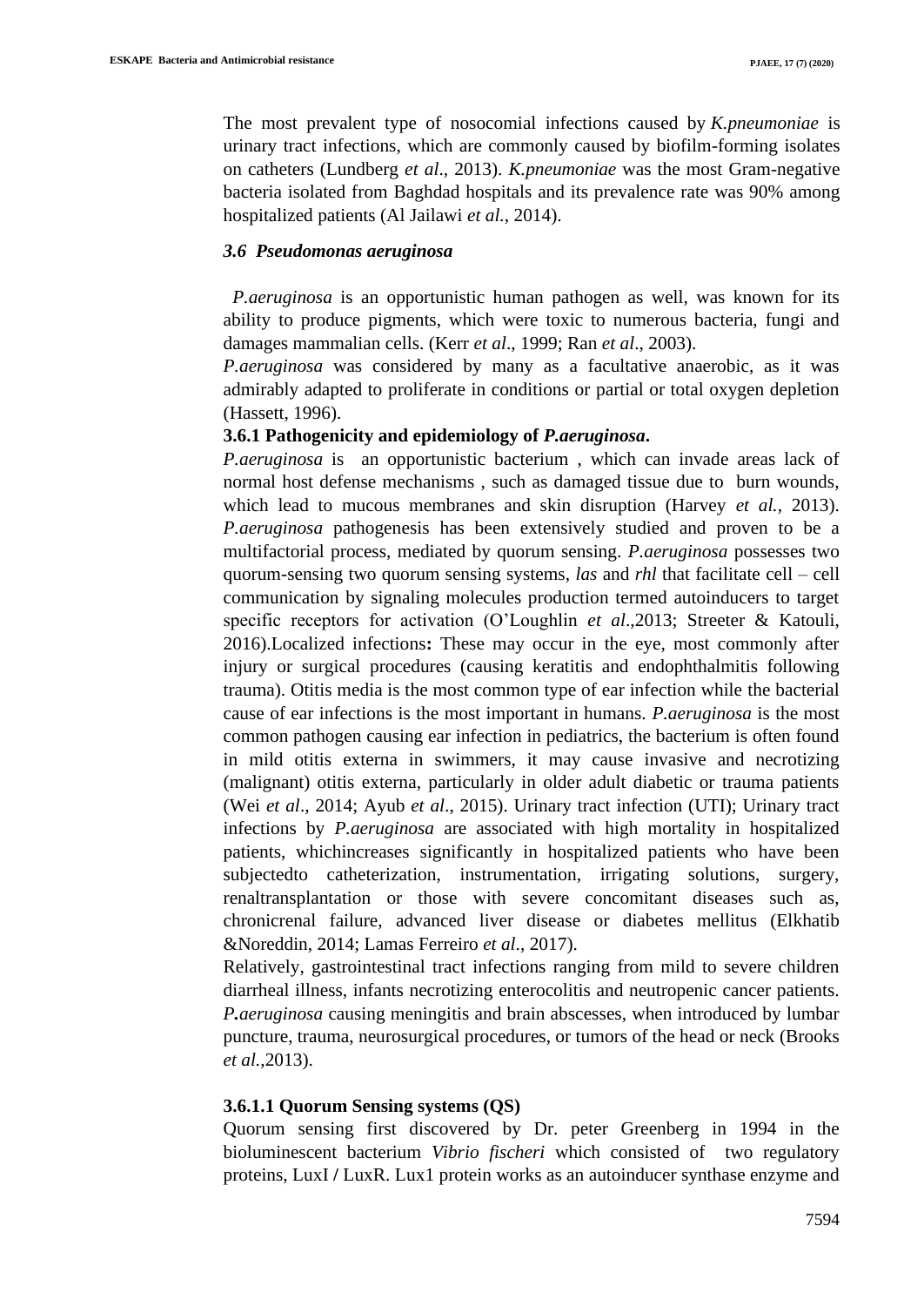The most prevalent type of nosocomial infections caused by *K.pneumoniae* is urinary tract infections, which are commonly caused by biofilm-forming isolates on catheters (Lundberg *et al*., 2013). *K.pneumoniae* was the most Gram-negative bacteria isolated from Baghdad hospitals and its prevalence rate was 90% among hospitalized patients (Al Jailawi *et al.*, 2014).

### *3.6 Pseudomonas aeruginosa*

*P.aeruginosa* is an opportunistic human pathogen as well, was known for its ability to produce pigments, which were toxic to numerous bacteria, fungi and damages mammalian cells. (Kerr *et al*., 1999; Ran *et al*., 2003).

*P.aeruginosa* was considered by many as a facultative anaerobic, as it was admirably adapted to proliferate in conditions or partial or total oxygen depletion (Hassett, 1996).

#### 3.6.1 Pathogenicity and epidemiology of *P.aeruginosa*.

*P.aeruginosa* is an opportunistic bacterium , which can invade areas lack of normal host defense mechanisms , such as damaged tissue due to burn wounds, which lead to mucous membranes and skin disruption (Harvey *et al.*, 2013). *P.aeruginosa* pathogenesis has been extensively studied and proven to be a multifactorial process, mediated by quorum sensing. *P.aeruginosa* possesses two quorum-sensing two quorum sensing systems, *las* and *rhl* that facilitate cell – cell communication by signaling molecules production termed autoinducers to target specific receptors for activation (O'Loughlin *et al*.,2013; Streeter & Katouli, 2016).Localized infections**:** These may occur in the eye, most commonly after injury or surgical procedures (causing keratitis and endophthalmitis following trauma). Otitis media is the most common type of ear infection while the bacterial cause of ear infections is the most important in humans. *P.aeruginosa* is the most common pathogen causing ear infection in pediatrics, the bacterium is often found in mild otitis externa in swimmers, it may cause invasive and necrotizing (malignant) otitis externa, particularly in older adult diabetic or trauma patients (Wei *et al*., 2014; Ayub *et al*., 2015). Urinary tract infection (UTI); Urinary tract infections by *P.aeruginosa* are associated with high mortality in hospitalized patients, whichincreases significantly in hospitalized patients who have been subjectedto catheterization, instrumentation, irrigating solutions, surgery, renaltransplantation or those with severe concomitant diseases such as, chronicrenal failure, advanced liver disease or diabetes mellitus (Elkhatib &Noreddin, 2014; Lamas Ferreiro *et al*., 2017).

Relatively, gastrointestinal tract infections ranging from mild to severe children diarrheal illness, infants necrotizing enterocolitis and neutropenic cancer patients. ***P.****aeruginosa* causing meningitis and brain abscesses, when introduced by lumbar puncture, trauma, neurosurgical procedures, or tumors of the head or neck (Brooks *et al.*,2013).

##### 3.6.1.1 Quorum Sensing systems (QS)

Quorum sensing first discovered by Dr. peter Greenberg in 1994 in the bioluminescent bacterium *Vibrio fischeri* which consisted of two regulatory proteins, LuxI **/** LuxR. Lux1 protein works as an autoinducer synthase enzyme and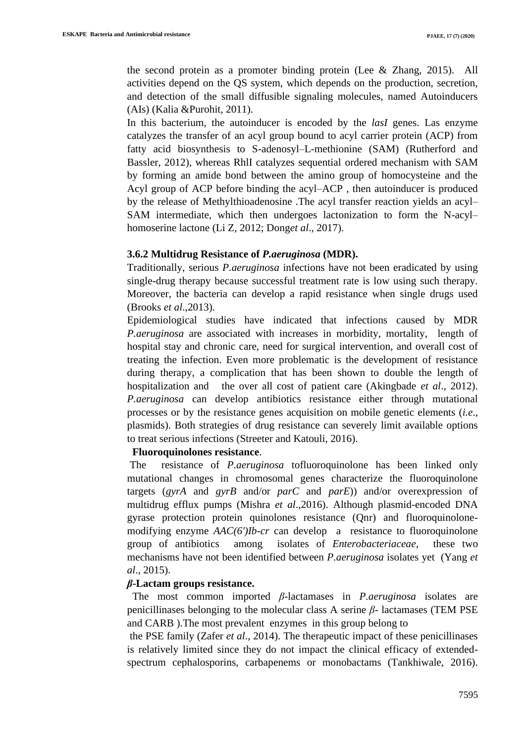the second protein as a promoter binding protein (Lee & Zhang, 2015). All activities depend on the QS system, which depends on the production, secretion, and detection of the small diffusible signaling molecules, named Autoinducers (AIs) (Kalia &Purohit, 2011).

In this bacterium, the autoinducer is encoded by the *lasI* genes. Las enzyme catalyzes the transfer of an acyl group bound to acyl carrier protein (ACP) from fatty acid biosynthesis to S-adenosyl–L-methionine (SAM) (Rutherford and Bassler, 2012), whereas RhlI catalyzes sequential ordered mechanism with SAM by forming an amide bond between the amino group of homocysteine and the Acyl group of ACP before binding the acyl–ACP , then autoinducer is produced by the release of Methylthioadenosine .The acyl transfer reaction yields an acyl–SAM intermediate, which then undergoes lactonization to form the N-acyl–homoserine lactone (Li Z, 2012; Dong*et al*., 2017).

### 3.6.2 Multidrug Resistance of *P.aeruginosa* (MDR).

Traditionally, serious *P.aeruginosa* infections have not been eradicated by using single-drug therapy because successful treatment rate is low using such therapy. Moreover, the bacteria can develop a rapid resistance when single drugs used (Brooks *et al*.,2013).

Epidemiological studies have indicated that infections caused by MDR *P.aeruginosa* are associated with increases in morbidity, mortality, length of hospital stay and chronic care, need for surgical intervention, and overall cost of treating the infection. Even more problematic is the development of resistance during therapy, a complication that has been shown to double the length of hospitalization and the over all cost of patient care (Akingbade *et al*., 2012). *P.aeruginosa* can develop antibiotics resistance either through mutational processes or by the resistance genes acquisition on mobile genetic elements (*i.e*., plasmids). Both strategies of drug resistance can severely limit available options to treat serious infections (Streeter and Katouli, 2016).

**Fluoroquinolones resistance**.

The resistance of *P.aeruginosa* tofluoroquinolone has been linked only mutational changes in chromosomal genes characterize the fluoroquinolone targets (*gyrA* and *gyrB* and/or *parC* and *parE*)) and/or overexpression of multidrug efflux pumps (Mishra *et al*.,2016). Although plasmid-encoded DNA gyrase protection protein quinolones resistance (Qnr) and fluoroquinolone-modifying enzyme *AAC(6')Ib-cr* can develop a resistance to fluoroquinolone group of antibiotics among isolates of *Enterobacteriaceae*, these two mechanisms have not been identified between *P.aeruginosa* isolates yet (Yang *et al*., 2015).

***β*-Lactam groups resistance.**

The most common imported *β*-lactamases in *P.aeruginosa* isolates are penicillinases belonging to the molecular class A serine *β*- lactamases (TEM PSE and CARB ).The most prevalent enzymes in this group belong to the PSE family (Zafer *et al*., 2014). The therapeutic impact of these penicillinases is relatively limited since they do not impact the clinical efficacy of extended-spectrum cephalosporins, carbapenems or monobactams (Tankhiwale, 2016).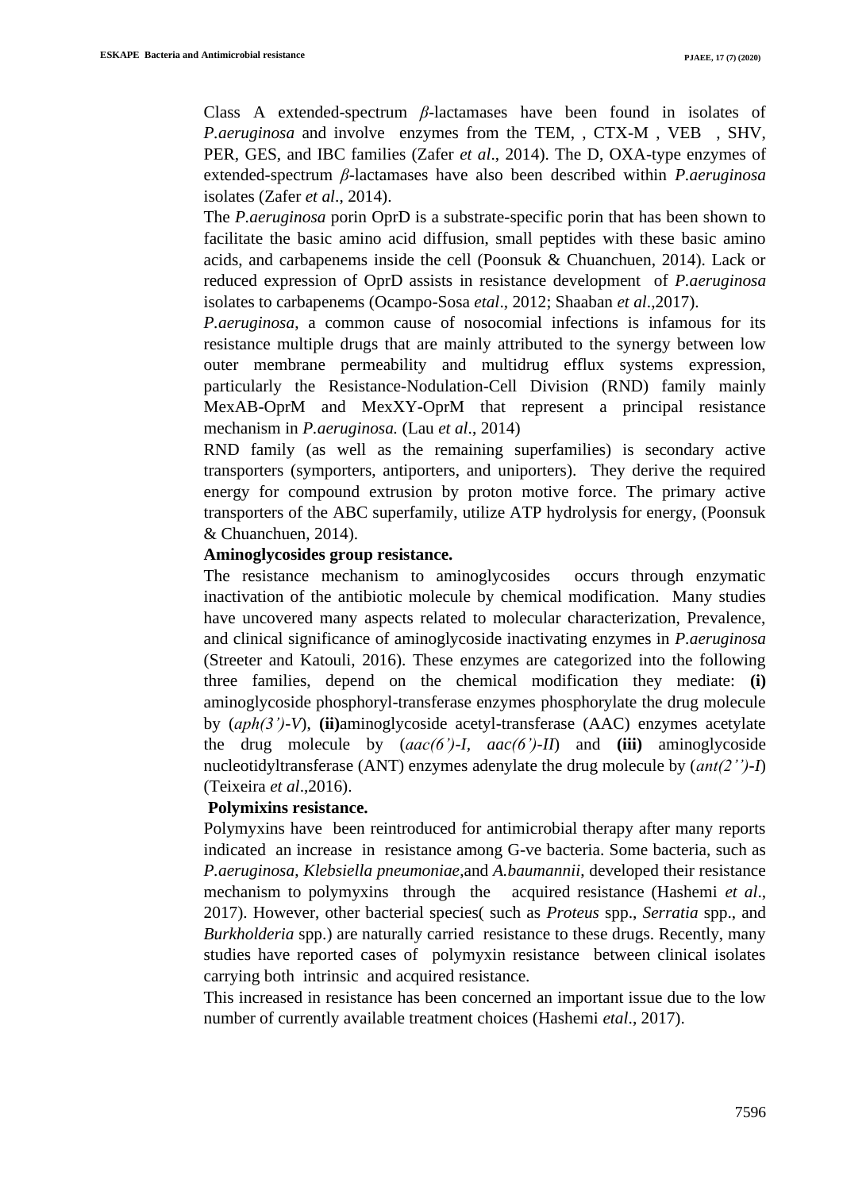Class A extended-spectrum *β*-lactamases have been found in isolates of *P.aeruginosa* and involve enzymes from the TEM, , CTX-M , VEB , SHV, PER, GES, and IBC families (Zafer *et al*., 2014). The D, OXA-type enzymes of extended-spectrum *β*-lactamases have also been described within *P.aeruginosa* isolates (Zafer *et al*., 2014).

The *P.aeruginosa* porin OprD is a substrate-specific porin that has been shown to facilitate the basic amino acid diffusion, small peptides with these basic amino acids, and carbapenems inside the cell (Poonsuk & Chuanchuen, 2014). Lack or reduced expression of OprD assists in resistance development of *P.aeruginosa* isolates to carbapenems (Ocampo-Sosa *etal*., 2012; Shaaban *et al*.,2017).

*P.aeruginosa*, a common cause of nosocomial infections is infamous for its resistance multiple drugs that are mainly attributed to the synergy between low outer membrane permeability and multidrug efflux systems expression, particularly the Resistance-Nodulation-Cell Division (RND) family mainly MexAB-OprM and MexXY-OprM that represent a principal resistance mechanism in *P.aeruginosa.* (Lau *et al*., 2014)

RND family (as well as the remaining superfamilies) is secondary active transporters (symporters, antiporters, and uniporters). They derive the required energy for compound extrusion by proton motive force. The primary active transporters of the ABC superfamily, utilize ATP hydrolysis for energy, (Poonsuk & Chuanchuen, 2014).

**Aminoglycosides group resistance.**

The resistance mechanism to aminoglycosides occurs through enzymatic inactivation of the antibiotic molecule by chemical modification. Many studies have uncovered many aspects related to molecular characterization, Prevalence, and clinical significance of aminoglycoside inactivating enzymes in *P.aeruginosa* (Streeter and Katouli, 2016). These enzymes are categorized into the following three families, depend on the chemical modification they mediate: **(i)** aminoglycoside phosphoryl-transferase enzymes phosphorylate the drug molecule by (*aph(3')-V*), **(ii)**aminoglycoside acetyl-transferase (AAC) enzymes acetylate the drug molecule by (*aac(6')-I*, *aac(6')-II*) and **(iii)** aminoglycoside nucleotidyltransferase (ANT) enzymes adenylate the drug molecule by (*ant(2'')-I*) (Teixeira *et al*.,2016).

**Polymixins resistance.**

Polymyxins have been reintroduced for antimicrobial therapy after many reports indicated an increase in resistance among G-ve bacteria. Some bacteria, such as *P.aeruginosa*, *Klebsiella pneumoniae*,and *A.baumannii*, developed their resistance mechanism to polymyxins through the acquired resistance (Hashemi *et al*., 2017). However, other bacterial species( such as *Proteus* spp., *Serratia* spp., and *Burkholderia* spp.) are naturally carried resistance to these drugs. Recently, many studies have reported cases of polymyxin resistance between clinical isolates carrying both intrinsic and acquired resistance.

This increased in resistance has been concerned an important issue due to the low number of currently available treatment choices (Hashemi *etal*., 2017).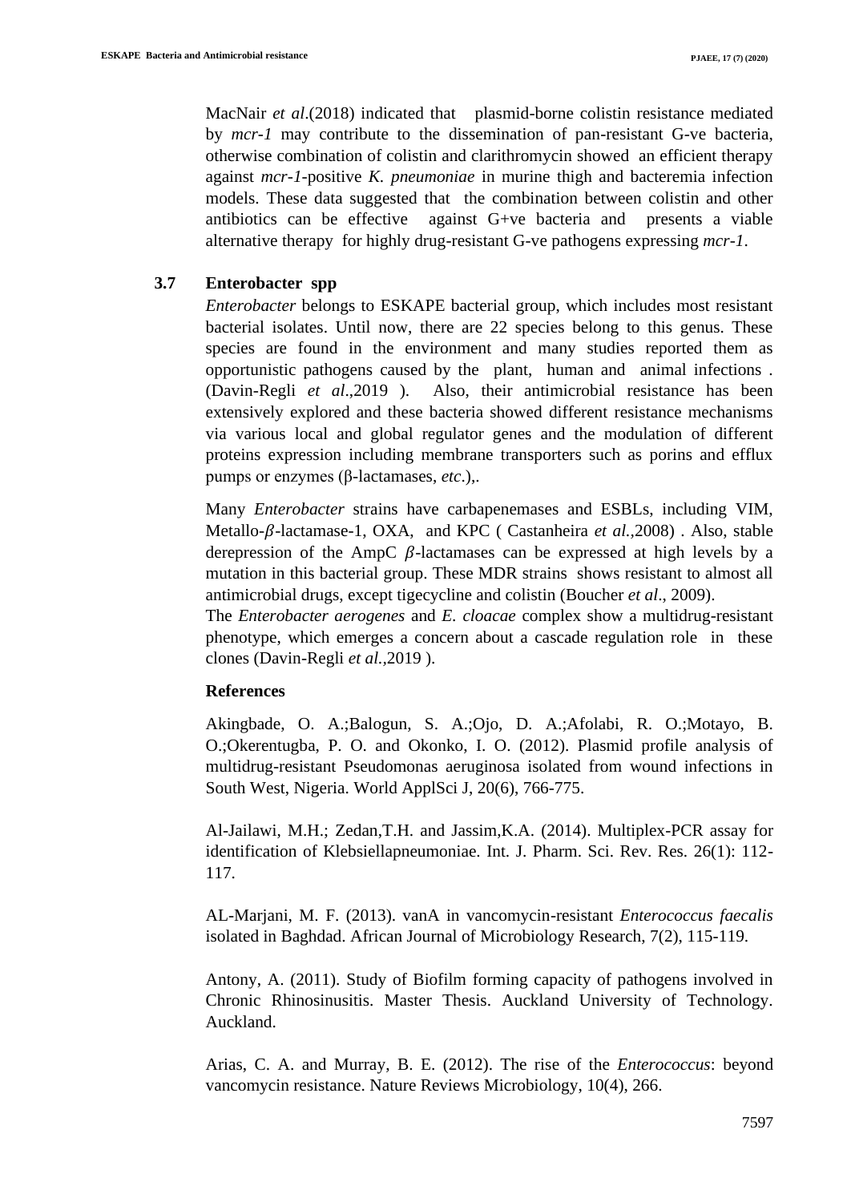MacNair *et al*.(2018) indicated that plasmid-borne colistin resistance mediated by *mcr-1* may contribute to the dissemination of pan-resistant G-ve bacteria, otherwise combination of colistin and clarithromycin showed an efficient therapy against *mcr-1*-positive *K. pneumoniae* in murine thigh and bacteremia infection models. These data suggested that the combination between colistin and other antibiotics can be effective against G+ve bacteria and presents a viable alternative therapy for highly drug-resistant G-ve pathogens expressing *mcr-1*.

### 3.7 Enterobacter spp

*Enterobacter* belongs to ESKAPE bacterial group, which includes most resistant bacterial isolates. Until now, there are 22 species belong to this genus. These species are found in the environment and many studies reported them as opportunistic pathogens caused by the plant, human and animal infections . (Davin-Regli *et al*.,2019 ). Also, their antimicrobial resistance has been extensively explored and these bacteria showed different resistance mechanisms via various local and global regulator genes and the modulation of different proteins expression including membrane transporters such as porins and efflux pumps or enzymes (β-lactamases, *etc*.),.

Many *Enterobacter* strains have carbapenemases and ESBLs, including VIM, Metallo-$\beta$-lactamase-1, OXA, and KPC ( Castanheira *et al.*,2008) . Also, stable derepression of the AmpC $\beta$-lactamases can be expressed at high levels by a mutation in this bacterial group. These MDR strains shows resistant to almost all antimicrobial drugs, except tigecycline and colistin (Boucher *et al*., 2009).
The *Enterobacter aerogenes* and *E. cloacae* complex show a multidrug-resistant phenotype, which emerges a concern about a cascade regulation role in these clones (Davin-Regli *et al.*,2019 ).

**References**

Akingbade, O. A.;Balogun, S. A.;Ojo, D. A.;Afolabi, R. O.;Motayo, B. O.;Okerentugba, P. O. and Okonko, I. O. (2012). Plasmid profile analysis of multidrug-resistant Pseudomonas aeruginosa isolated from wound infections in South West, Nigeria. World ApplSci J, 20(6), 766-775.

Al-Jailawi, M.H.; Zedan,T.H. and Jassim,K.A. (2014). Multiplex-PCR assay for identification of Klebsiellapneumoniae. Int. J. Pharm. Sci. Rev. Res. 26(1): 112-117.

AL-Marjani, M. F. (2013). vanA in vancomycin-resistant *Enterococcus faecalis* isolated in Baghdad. African Journal of Microbiology Research, 7(2), 115-119.

Antony, A. (2011). Study of Biofilm forming capacity of pathogens involved in Chronic Rhinosinusitis. Master Thesis. Auckland University of Technology. Auckland.

Arias, C. A. and Murray, B. E. (2012). The rise of the *Enterococcus*: beyond vancomycin resistance. Nature Reviews Microbiology, 10(4), 266.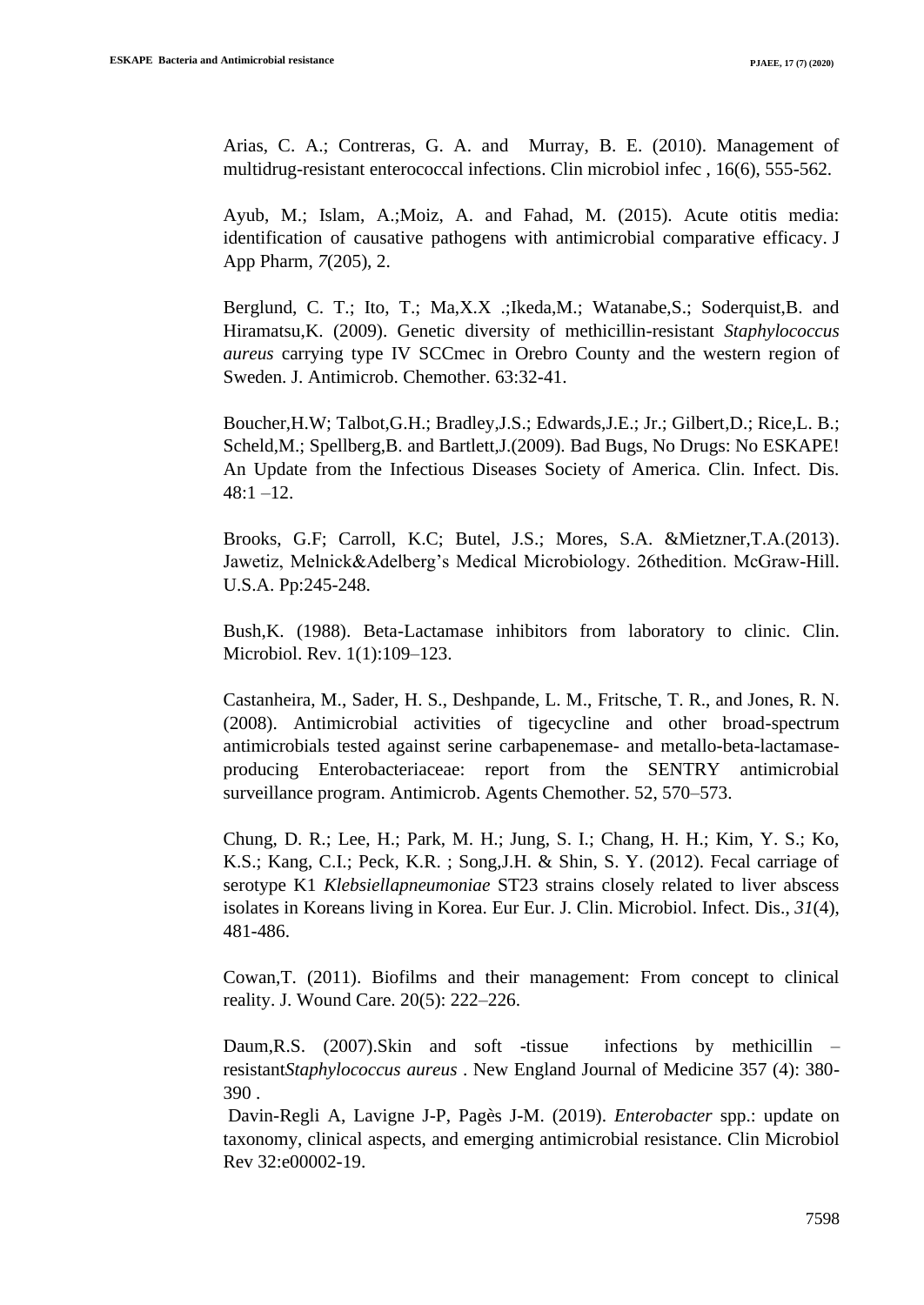Arias, C. A.; Contreras, G. A. and Murray, B. E. (2010). Management of multidrug-resistant enterococcal infections. Clin microbiol infec , 16(6), 555-562.

Ayub, M.; Islam, A.;Moiz, A. and Fahad, M. (2015). Acute otitis media: identification of causative pathogens with antimicrobial comparative efficacy. J App Pharm, *7*(205), 2.

Berglund, C. T.; Ito, T.; Ma,X.X .;Ikeda,M.; Watanabe,S.; Soderquist,B. and Hiramatsu,K. (2009). Genetic diversity of methicillin-resistant *Staphylococcus aureus* carrying type IV SCCmec in Orebro County and the western region of Sweden. J. Antimicrob. Chemother. 63:32-41.

Boucher,H.W; Talbot,G.H.; Bradley,J.S.; Edwards,J.E.; Jr.; Gilbert,D.; Rice,L. B.; Scheld,M.; Spellberg,B. and Bartlett,J.(2009). Bad Bugs, No Drugs: No ESKAPE! An Update from the Infectious Diseases Society of America. Clin. Infect. Dis. 48:1 –12.

Brooks, G.F; Carroll, K.C; Butel, J.S.; Mores, S.A. &Mietzner,T.A.(2013). Jawetiz, Melnick&Adelberg's Medical Microbiology. 26thedition. McGraw-Hill. U.S.A. Pp:245-248.

Bush,K. (1988). Beta-Lactamase inhibitors from laboratory to clinic. Clin. Microbiol. Rev. 1(1):109–123.

Castanheira, M., Sader, H. S., Deshpande, L. M., Fritsche, T. R., and Jones, R. N. (2008). Antimicrobial activities of tigecycline and other broad-spectrum antimicrobials tested against serine carbapenemase- and metallo-beta-lactamase-producing Enterobacteriaceae: report from the SENTRY antimicrobial surveillance program. Antimicrob. Agents Chemother. 52, 570–573.

Chung, D. R.; Lee, H.; Park, M. H.; Jung, S. I.; Chang, H. H.; Kim, Y. S.; Ko, K.S.; Kang, C.I.; Peck, K.R. ; Song,J.H. & Shin, S. Y. (2012). Fecal carriage of serotype K1 *Klebsiellapneumoniae* ST23 strains closely related to liver abscess isolates in Koreans living in Korea. Eur Eur. J. Clin. Microbiol. Infect. Dis., *31*(4), 481-486.

Cowan,T. (2011). Biofilms and their management: From concept to clinical reality. J. Wound Care. 20(5): 222–226.

Daum,R.S. (2007).Skin and soft -tissue infections by methicillin –resistant*Staphylococcus aureus* . New England Journal of Medicine 357 (4): 380-390 .

Davin-Regli A, Lavigne J-P, Pagès J-M. (2019). *Enterobacter* spp.: update on taxonomy, clinical aspects, and emerging antimicrobial resistance. Clin Microbiol Rev 32:e00002-19.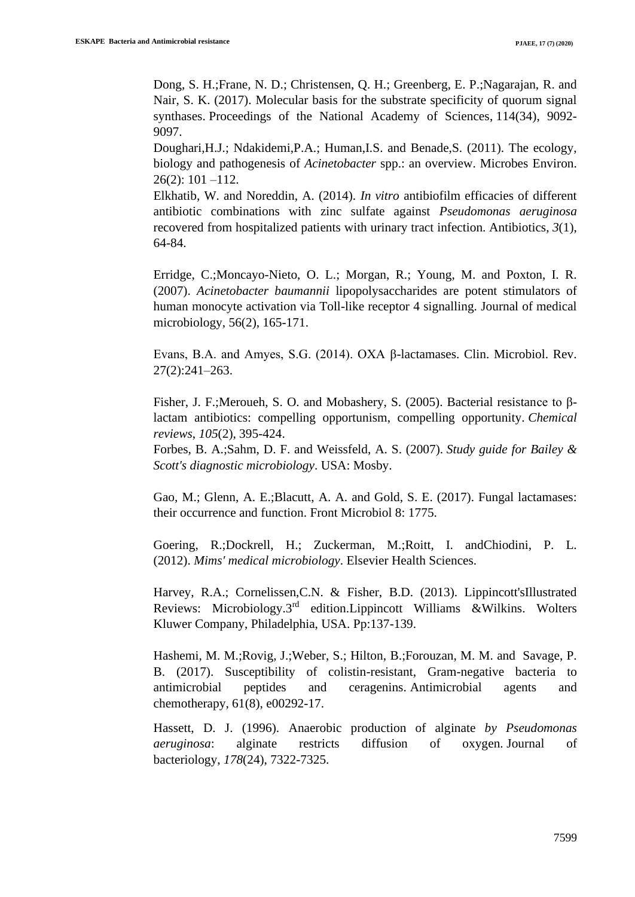Dong, S. H.;Frane, N. D.; Christensen, Q. H.; Greenberg, E. P.;Nagarajan, R. and Nair, S. K. (2017). Molecular basis for the substrate specificity of quorum signal synthases. Proceedings of the National Academy of Sciences, 114(34), 9092-9097.

Doughari,H.J.; Ndakidemi,P.A.; Human,I.S. and Benade,S. (2011). The ecology, biology and pathogenesis of *Acinetobacter* spp.: an overview. Microbes Environ. 26(2): 101 –112.

Elkhatib, W. and Noreddin, A. (2014). *In vitro* antibiofilm efficacies of different antibiotic combinations with zinc sulfate against *Pseudomonas aeruginosa* recovered from hospitalized patients with urinary tract infection. Antibiotics, *3*(1), 64-84.

Erridge, C.;Moncayo-Nieto, O. L.; Morgan, R.; Young, M. and Poxton, I. R. (2007). *Acinetobacter baumannii* lipopolysaccharides are potent stimulators of human monocyte activation via Toll-like receptor 4 signalling. Journal of medical microbiology, 56(2), 165-171.

Evans, B.A. and Amyes, S.G. (2014). OXA β-lactamases. Clin. Microbiol. Rev. 27(2):241–263.

Fisher, J. F.;Meroueh, S. O. and Mobashery, S. (2005). Bacterial resistance to β-lactam antibiotics: compelling opportunism, compelling opportunity. *Chemical reviews*, *105*(2), 395-424.

Forbes, B. A.;Sahm, D. F. and Weissfeld, A. S. (2007). *Study guide for Bailey & Scott's diagnostic microbiology*. USA: Mosby.

Gao, M.; Glenn, A. E.;Blacutt, A. A. and Gold, S. E. (2017). Fungal lactamases: their occurrence and function. Front Microbiol 8: 1775.

Goering, R.;Dockrell, H.; Zuckerman, M.;Roitt, I. andChiodini, P. L. (2012). *Mims' medical microbiology*. Elsevier Health Sciences.

Harvey, R.A.; Cornelissen,C.N. & Fisher, B.D. (2013). Lippincott'sIllustrated Reviews: Microbiology.3rd edition.Lippincott Williams &Wilkins. Wolters Kluwer Company, Philadelphia, USA. Pp:137-139.

Hashemi, M. M.;Rovig, J.;Weber, S.; Hilton, B.;Forouzan, M. M. and Savage, P. B. (2017). Susceptibility of colistin-resistant, Gram-negative bacteria to antimicrobial peptides and ceragenins. Antimicrobial agents and chemotherapy, 61(8), e00292-17.

Hassett, D. J. (1996). Anaerobic production of alginate *by Pseudomonas aeruginosa*: alginate restricts diffusion of oxygen. Journal of bacteriology, *178*(24), 7322-7325.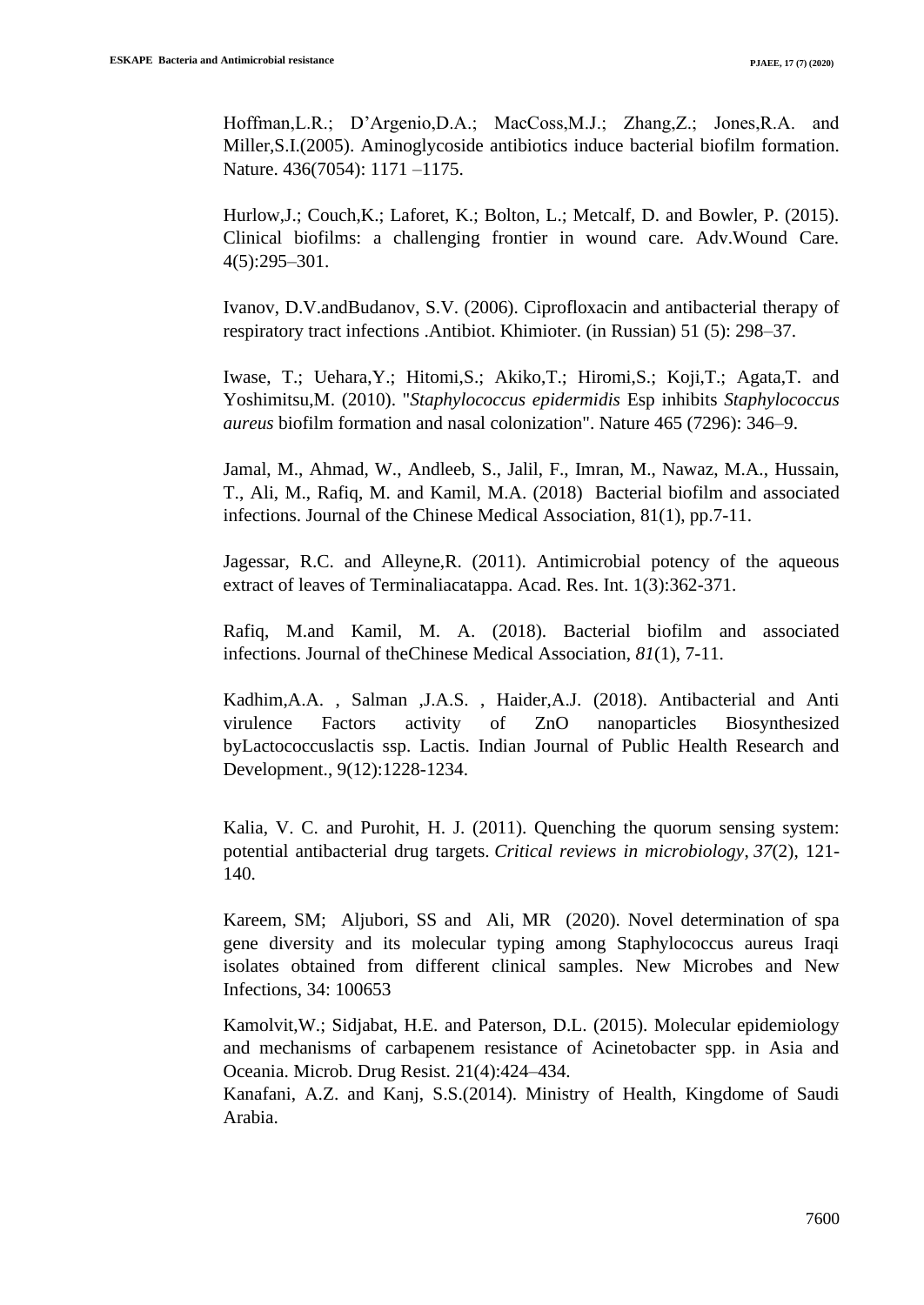Hoffman,L.R.; D'Argenio,D.A.; MacCoss,M.J.; Zhang,Z.; Jones,R.A. and Miller,S.I.(2005). Aminoglycoside antibiotics induce bacterial biofilm formation. Nature. 436(7054): 1171 –1175.

Hurlow,J.; Couch,K.; Laforet, K.; Bolton, L.; Metcalf, D. and Bowler, P. (2015). Clinical biofilms: a challenging frontier in wound care. Adv.Wound Care. 4(5):295–301.

Ivanov, D.V.andBudanov, S.V. (2006). Ciprofloxacin and antibacterial therapy of respiratory tract infections .Antibiot. Khimioter. (in Russian) 51 (5): 298–37.

Iwase, T.; Uehara,Y.; Hitomi,S.; Akiko,T.; Hiromi,S.; Koji,T.; Agata,T. and Yoshimitsu,M. (2010). "*Staphylococcus epidermidis* Esp inhibits *Staphylococcus aureus* biofilm formation and nasal colonization". Nature 465 (7296): 346–9.

Jamal, M., Ahmad, W., Andleeb, S., Jalil, F., Imran, M., Nawaz, M.A., Hussain, T., Ali, M., Rafiq, M. and Kamil, M.A. (2018) Bacterial biofilm and associated infections. Journal of the Chinese Medical Association, 81(1), pp.7-11.

Jagessar, R.C. and Alleyne,R. (2011). Antimicrobial potency of the aqueous extract of leaves of Terminaliacatappa. Acad. Res. Int. 1(3):362-371.

Rafiq, M.and Kamil, M. A. (2018). Bacterial biofilm and associated infections. Journal of theChinese Medical Association, *81*(1), 7-11.

Kadhim,A.A. , Salman ,J.A.S. , Haider,A.J. (2018). Antibacterial and Anti virulence Factors activity of ZnO nanoparticles Biosynthesized byLactococcuslactis ssp. Lactis. Indian Journal of Public Health Research and Development., 9(12):1228-1234.

Kalia, V. C. and Purohit, H. J. (2011). Quenching the quorum sensing system: potential antibacterial drug targets. *Critical reviews in microbiology*, *37*(2), 121-140.

Kareem, SM; Aljubori, SS and Ali, MR (2020). Novel determination of spa gene diversity and its molecular typing among Staphylococcus aureus Iraqi isolates obtained from different clinical samples. New Microbes and New Infections, 34: 100653

Kamolvit,W.; Sidjabat, H.E. and Paterson, D.L. (2015). Molecular epidemiology and mechanisms of carbapenem resistance of Acinetobacter spp. in Asia and Oceania. Microb. Drug Resist. 21(4):424–434.

Kanafani, A.Z. and Kanj, S.S.(2014). Ministry of Health, Kingdome of Saudi Arabia.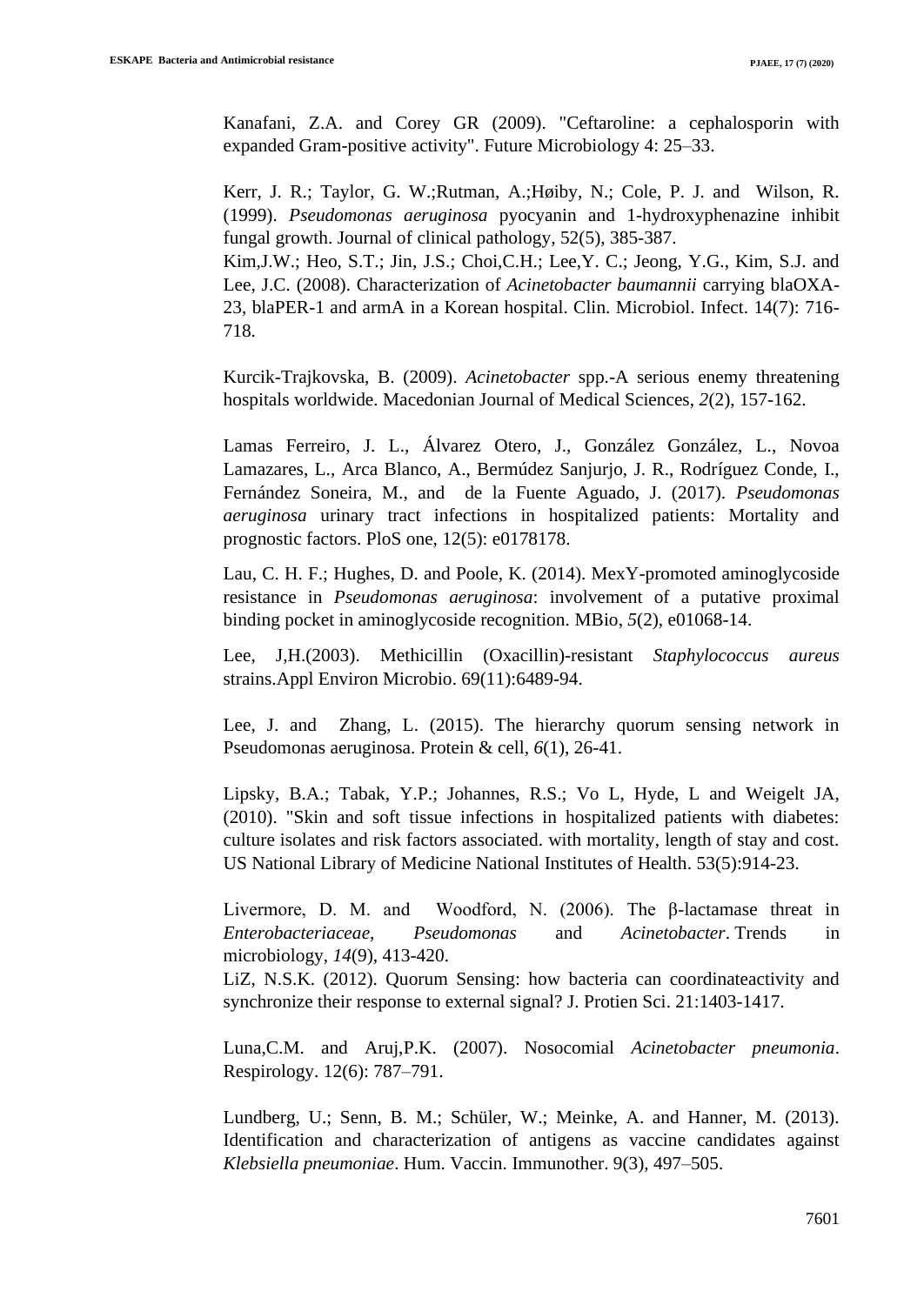Kanafani, Z.A. and Corey GR (2009). "Ceftaroline: a cephalosporin with expanded Gram-positive activity". Future Microbiology 4: 25–33.

Kerr, J. R.; Taylor, G. W.;Rutman, A.;Høiby, N.; Cole, P. J. and Wilson, R. (1999). *Pseudomonas aeruginosa* pyocyanin and 1-hydroxyphenazine inhibit fungal growth. Journal of clinical pathology, 52(5), 385-387.

Kim,J.W.; Heo, S.T.; Jin, J.S.; Choi,C.H.; Lee,Y. C.; Jeong, Y.G., Kim, S.J. and Lee, J.C. (2008). Characterization of *Acinetobacter baumannii* carrying blaOXA-23, blaPER-1 and armA in a Korean hospital. Clin. Microbiol. Infect. 14(7): 716-718.

Kurcik-Trajkovska, B. (2009). *Acinetobacter* spp.-A serious enemy threatening hospitals worldwide. Macedonian Journal of Medical Sciences, *2*(2), 157-162.

Lamas Ferreiro, J. L., Álvarez Otero, J., González González, L., Novoa Lamazares, L., Arca Blanco, A., Bermúdez Sanjurjo, J. R., Rodríguez Conde, I., Fernández Soneira, M., and de la Fuente Aguado, J. (2017). *Pseudomonas aeruginosa* urinary tract infections in hospitalized patients: Mortality and prognostic factors. PloS one, 12(5): e0178178.

Lau, C. H. F.; Hughes, D. and Poole, K. (2014). MexY-promoted aminoglycoside resistance in *Pseudomonas aeruginosa*: involvement of a putative proximal binding pocket in aminoglycoside recognition. MBio, *5*(2), e01068-14.

Lee, J,H.(2003). Methicillin (Oxacillin)-resistant *Staphylococcus aureus* strains.Appl Environ Microbio. 69(11):6489-94.

Lee, J. and Zhang, L. (2015). The hierarchy quorum sensing network in Pseudomonas aeruginosa. Protein & cell, *6*(1), 26-41.

Lipsky, B.A.; Tabak, Y.P.; Johannes, R.S.; Vo L, Hyde, L and Weigelt JA, (2010). "Skin and soft tissue infections in hospitalized patients with diabetes: culture isolates and risk factors associated. with mortality, length of stay and cost. US National Library of Medicine National Institutes of Health. 53(5):914-23.

Livermore, D. M. and Woodford, N. (2006). The β-lactamase threat in *Enterobacteriaceae*, *Pseudomonas* and *Acinetobacter*. Trends in microbiology, *14*(9), 413-420.

LiZ, N.S.K. (2012). Quorum Sensing: how bacteria can coordinateactivity and synchronize their response to external signal? J. Protien Sci. 21:1403-1417.

Luna,C.M. and Aruj,P.K. (2007). Nosocomial *Acinetobacter pneumonia*. Respirology. 12(6): 787–791.

Lundberg, U.; Senn, B. M.; Schüler, W.; Meinke, A. and Hanner, M. (2013). Identification and characterization of antigens as vaccine candidates against *Klebsiella pneumoniae*. Hum. Vaccin. Immunother. 9(3), 497–505.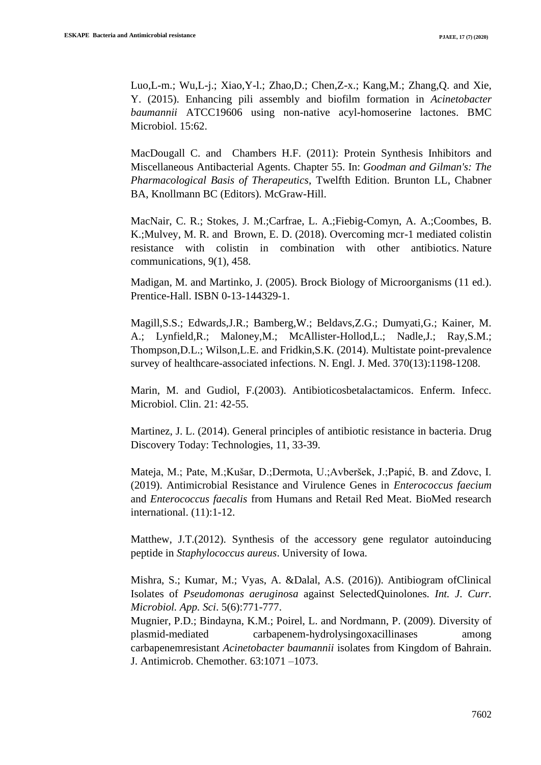Luo,L-m.; Wu,L-j.; Xiao,Y-l.; Zhao,D.; Chen,Z-x.; Kang,M.; Zhang,Q. and Xie, Y. (2015). Enhancing pili assembly and biofilm formation in *Acinetobacter baumannii* ATCC19606 using non-native acyl-homoserine lactones. BMC Microbiol. 15:62.

MacDougall C. and Chambers H.F. (2011): Protein Synthesis Inhibitors and Miscellaneous Antibacterial Agents. Chapter 55. In: *Goodman and Gilman's: The Pharmacological Basis of Therapeutics*, Twelfth Edition. Brunton LL, Chabner BA, Knollmann BC (Editors). McGraw-Hill.

MacNair, C. R.; Stokes, J. M.;Carfrae, L. A.;Fiebig-Comyn, A. A.;Coombes, B. K.;Mulvey, M. R. and Brown, E. D. (2018). Overcoming mcr-1 mediated colistin resistance with colistin in combination with other antibiotics. Nature communications, 9(1), 458.

Madigan, M. and Martinko, J. (2005). Brock Biology of Microorganisms (11 ed.). Prentice-Hall. ISBN 0-13-144329-1.

Magill,S.S.; Edwards,J.R.; Bamberg,W.; Beldavs,Z.G.; Dumyati,G.; Kainer, M. A.; Lynfield,R.; Maloney,M.; McAllister-Hollod,L.; Nadle,J.; Ray,S.M.; Thompson,D.L.; Wilson,L.E. and Fridkin,S.K. (2014). Multistate point-prevalence survey of healthcare-associated infections. N. Engl. J. Med. 370(13):1198-1208.

Marin, M. and Gudiol, F.(2003). Antibioticosbetalactamicos. Enferm. Infecc. Microbiol. Clin. 21: 42-55.

Martinez, J. L. (2014). General principles of antibiotic resistance in bacteria. Drug Discovery Today: Technologies, 11, 33-39.

Mateja, M.; Pate, M.;Kušar, D.;Dermota, U.;Avberšek, J.;Papić, B. and Zdovc, I. (2019). Antimicrobial Resistance and Virulence Genes in *Enterococcus faecium* and *Enterococcus faecalis* from Humans and Retail Red Meat. BioMed research international. (11):1-12.

Matthew, J.T.(2012). Synthesis of the accessory gene regulator autoinducing peptide in *Staphylococcus aureus*. University of Iowa.

Mishra, S.; Kumar, M.; Vyas, A. &Dalal, A.S. (2016)). Antibiogram ofClinical Isolates of *Pseudomonas aeruginosa* against SelectedQuinolones. *Int. J. Curr. Microbiol. App. Sci*. 5(6):771-777.

Mugnier, P.D.; Bindayna, K.M.; Poirel, L. and Nordmann, P. (2009). Diversity of plasmid-mediated carbapenem-hydrolysingoxacillinases among carbapenemresistant *Acinetobacter baumannii* isolates from Kingdom of Bahrain. J. Antimicrob. Chemother. 63:1071 –1073.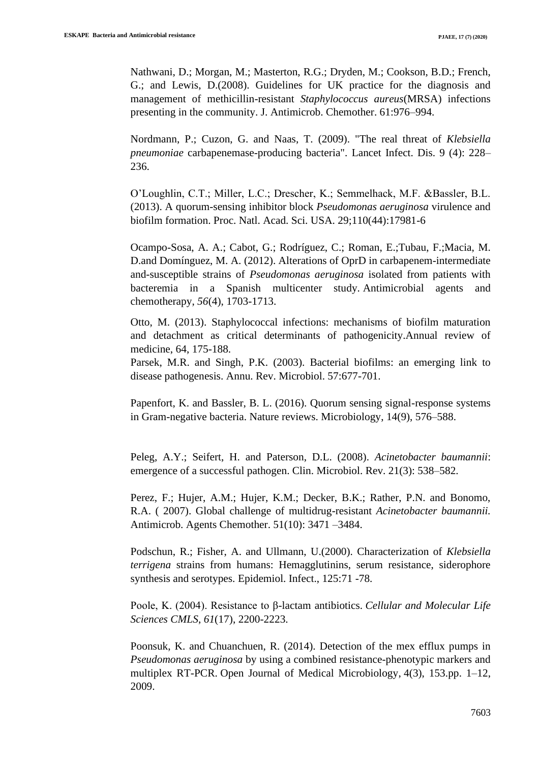Nathwani, D.; Morgan, M.; Masterton, R.G.; Dryden, M.; Cookson, B.D.; French, G.; and Lewis, D.(2008). Guidelines for UK practice for the diagnosis and management of methicillin-resistant *Staphylococcus aureus*(MRSA) infections presenting in the community. J. Antimicrob. Chemother. 61:976–994.

Nordmann, P.; Cuzon, G. and Naas, T. (2009). "The real threat of *Klebsiella pneumoniae* carbapenemase-producing bacteria". Lancet Infect. Dis. 9 (4): 228–236.

O'Loughlin, C.T.; Miller, L.C.; Drescher, K.; Semmelhack, M.F. &Bassler, B.L. (2013). A quorum-sensing inhibitor block *Pseudomonas aeruginosa* virulence and biofilm formation. Proc. Natl. Acad. Sci. USA. 29;110(44):17981-6

Ocampo-Sosa, A. A.; Cabot, G.; Rodríguez, C.; Roman, E.;Tubau, F.;Macia, M. D.and Domínguez, M. A. (2012). Alterations of OprD in carbapenem-intermediate and-susceptible strains of *Pseudomonas aeruginosa* isolated from patients with bacteremia in a Spanish multicenter study. Antimicrobial agents and chemotherapy, *56*(4), 1703-1713.

Otto, M. (2013). Staphylococcal infections: mechanisms of biofilm maturation and detachment as critical determinants of pathogenicity.Annual review of medicine, 64, 175-188.

Parsek, M.R. and Singh, P.K. (2003). Bacterial biofilms: an emerging link to disease pathogenesis. Annu. Rev. Microbiol. 57:677-701.

Papenfort, K. and Bassler, B. L. (2016). Quorum sensing signal-response systems in Gram-negative bacteria. Nature reviews. Microbiology, 14(9), 576–588.

Peleg, A.Y.; Seifert, H. and Paterson, D.L. (2008). *Acinetobacter baumannii*: emergence of a successful pathogen. Clin. Microbiol. Rev. 21(3): 538–582.

Perez, F.; Hujer, A.M.; Hujer, K.M.; Decker, B.K.; Rather, P.N. and Bonomo, R.A. ( 2007). Global challenge of multidrug-resistant *Acinetobacter baumannii.* Antimicrob. Agents Chemother. 51(10): 3471 –3484.

Podschun, R.; Fisher, A. and Ullmann, U.(2000). Characterization of *Klebsiella terrigena* strains from humans: Hemagglutinins, serum resistance, siderophore synthesis and serotypes. Epidemiol. Infect., 125:71 -78.

Poole, K. (2004). Resistance to β-lactam antibiotics. *Cellular and Molecular Life Sciences CMLS, 61*(17), 2200-2223.

Poonsuk, K. and Chuanchuen, R. (2014). Detection of the mex efflux pumps in *Pseudomonas aeruginosa* by using a combined resistance-phenotypic markers and multiplex RT-PCR. Open Journal of Medical Microbiology, 4(3), 153.pp. 1–12, 2009.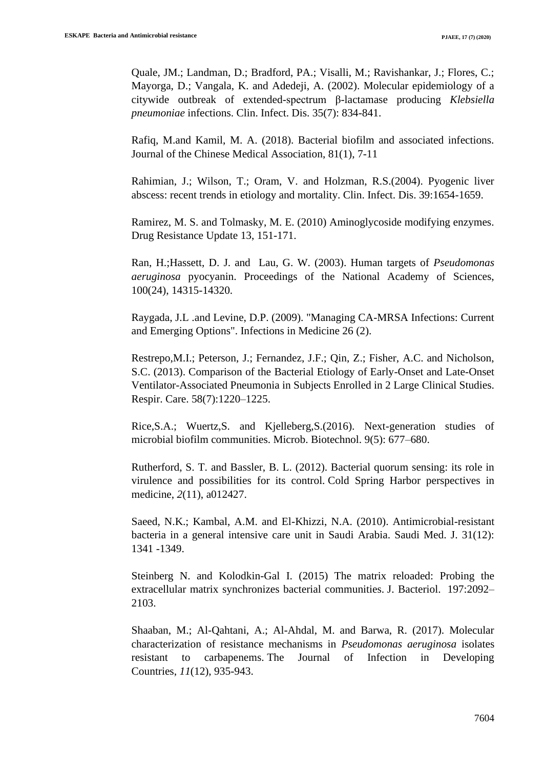Quale, JM.; Landman, D.; Bradford, PA.; Visalli, M.; Ravishankar, J.; Flores, C.; Mayorga, D.; Vangala, K. and Adedeji, A. (2002). Molecular epidemiology of a citywide outbreak of extended-spectrum β-lactamase producing *Klebsiella pneumoniae* infections. Clin. Infect. Dis. 35(7): 834-841.

Rafiq, M.and Kamil, M. A. (2018). Bacterial biofilm and associated infections. Journal of the Chinese Medical Association, 81(1), 7-11

Rahimian, J.; Wilson, T.; Oram, V. and Holzman, R.S.(2004). Pyogenic liver abscess: recent trends in etiology and mortality. Clin. Infect. Dis. 39:1654-1659.

Ramirez, M. S. and Tolmasky, M. E. (2010) Aminoglycoside modifying enzymes. Drug Resistance Update 13, 151-171.

Ran, H.;Hassett, D. J. and Lau, G. W. (2003). Human targets of *Pseudomonas aeruginosa* pyocyanin. Proceedings of the National Academy of Sciences, 100(24), 14315-14320.

Raygada, J.L .and Levine, D.P. (2009). "Managing CA-MRSA Infections: Current and Emerging Options". Infections in Medicine 26 (2).

Restrepo,M.I.; Peterson, J.; Fernandez, J.F.; Qin, Z.; Fisher, A.C. and Nicholson, S.C. (2013). Comparison of the Bacterial Etiology of Early-Onset and Late-Onset Ventilator-Associated Pneumonia in Subjects Enrolled in 2 Large Clinical Studies. Respir. Care. 58(7):1220–1225.

Rice,S.A.; Wuertz,S. and Kjelleberg,S.(2016). Next-generation studies of microbial biofilm communities. Microb. Biotechnol. 9(5): 677–680.

Rutherford, S. T. and Bassler, B. L. (2012). Bacterial quorum sensing: its role in virulence and possibilities for its control. Cold Spring Harbor perspectives in medicine, *2*(11), a012427.

Saeed, N.K.; Kambal, A.M. and El-Khizzi, N.A. (2010). Antimicrobial-resistant bacteria in a general intensive care unit in Saudi Arabia. Saudi Med. J. 31(12): 1341 -1349.

Steinberg N. and Kolodkin-Gal I. (2015) The matrix reloaded: Probing the extracellular matrix synchronizes bacterial communities. J. Bacteriol. 197:2092–2103.

Shaaban, M.; Al-Qahtani, A.; Al-Ahdal, M. and Barwa, R. (2017). Molecular characterization of resistance mechanisms in *Pseudomonas aeruginosa* isolates resistant to carbapenems. The Journal of Infection in Developing Countries, *11*(12), 935-943.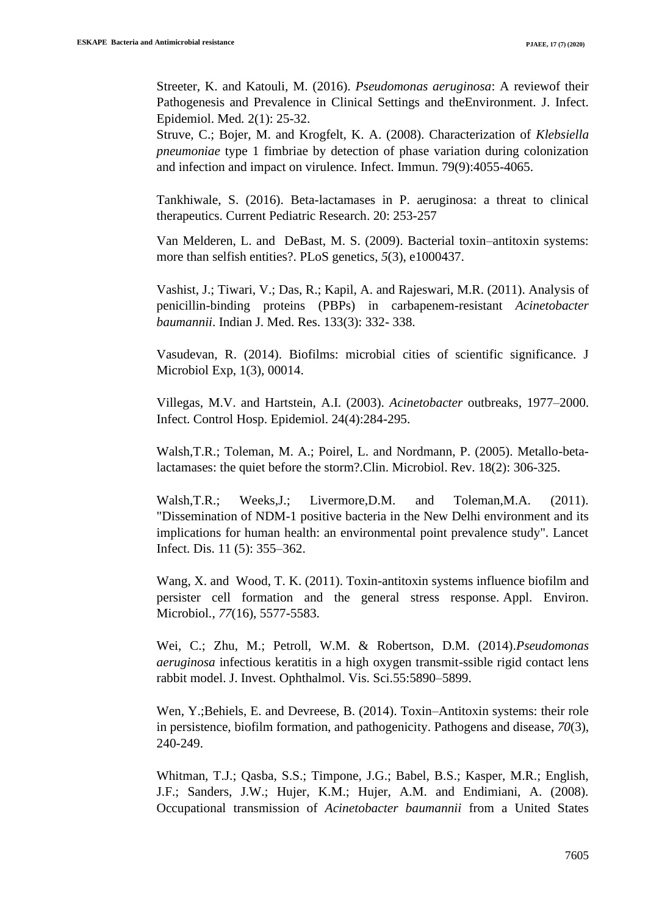Streeter, K. and Katouli, M. (2016). *Pseudomonas aeruginosa*: A reviewof their Pathogenesis and Prevalence in Clinical Settings and theEnvironment. J. Infect. Epidemiol. Med. 2(1): 25-32.

Struve, C.; Bojer, M. and Krogfelt, K. A. (2008). Characterization of *Klebsiella pneumoniae* type 1 fimbriae by detection of phase variation during colonization and infection and impact on virulence. Infect. Immun. 79(9):4055-4065.

Tankhiwale, S. (2016). Beta-lactamases in P. aeruginosa: a threat to clinical therapeutics. Current Pediatric Research. 20: 253-257

Van Melderen, L. and DeBast, M. S. (2009). Bacterial toxin–antitoxin systems: more than selfish entities?. PLoS genetics, *5*(3), e1000437.

Vashist, J.; Tiwari, V.; Das, R.; Kapil, A. and Rajeswari, M.R. (2011). Analysis of penicillin-binding proteins (PBPs) in carbapenem-resistant *Acinetobacter baumannii*. Indian J. Med. Res. 133(3): 332- 338.

Vasudevan, R. (2014). Biofilms: microbial cities of scientific significance. J Microbiol Exp, 1(3), 00014.

Villegas, M.V. and Hartstein, A.I. (2003). *Acinetobacter* outbreaks, 1977–2000. Infect. Control Hosp. Epidemiol. 24(4):284-295.

Walsh,T.R.; Toleman, M. A.; Poirel, L. and Nordmann, P. (2005). Metallo-beta-lactamases: the quiet before the storm?.Clin. Microbiol. Rev. 18(2): 306-325.

Walsh,T.R.; Weeks,J.; Livermore,D.M. and Toleman,M.A. (2011). "Dissemination of NDM-1 positive bacteria in the New Delhi environment and its implications for human health: an environmental point prevalence study". Lancet Infect. Dis. 11 (5): 355–362.

Wang, X. and Wood, T. K. (2011). Toxin-antitoxin systems influence biofilm and persister cell formation and the general stress response. Appl. Environ. Microbiol., *77*(16), 5577-5583.

Wei, C.; Zhu, M.; Petroll, W.M. & Robertson, D.M. (2014).*Pseudomonas aeruginosa* infectious keratitis in a high oxygen transmit-ssible rigid contact lens rabbit model. J. Invest. Ophthalmol. Vis. Sci.55:5890–5899.

Wen, Y.;Behiels, E. and Devreese, B. (2014). Toxin–Antitoxin systems: their role in persistence, biofilm formation, and pathogenicity. Pathogens and disease, *70*(3), 240-249.

Whitman, T.J.; Qasba, S.S.; Timpone, J.G.; Babel, B.S.; Kasper, M.R.; English, J.F.; Sanders, J.W.; Hujer, K.M.; Hujer, A.M. and Endimiani, A. (2008). Occupational transmission of *Acinetobacter baumannii* from a United States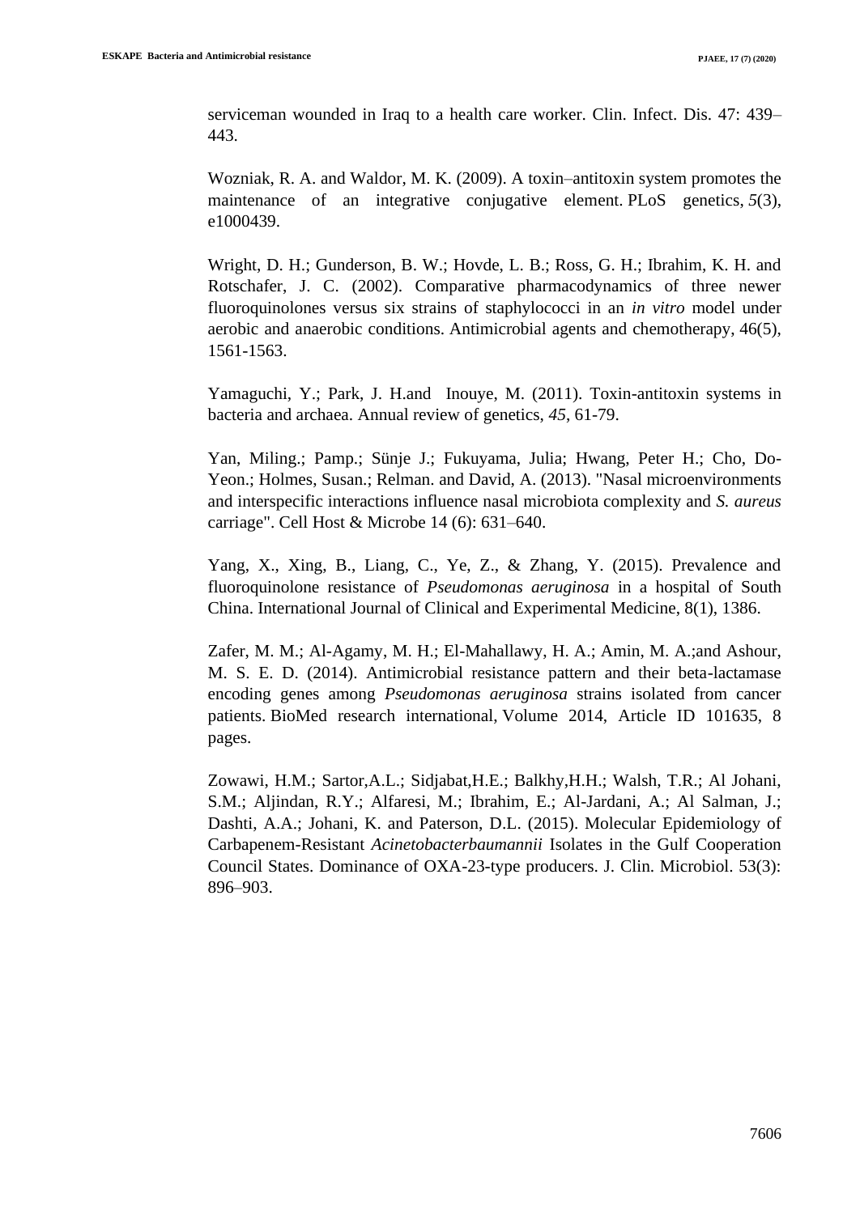serviceman wounded in Iraq to a health care worker. Clin. Infect. Dis. 47: 439–443.

Wozniak, R. A. and Waldor, M. K. (2009). A toxin–antitoxin system promotes the maintenance of an integrative conjugative element. PLoS genetics, *5*(3), e1000439.

Wright, D. H.; Gunderson, B. W.; Hovde, L. B.; Ross, G. H.; Ibrahim, K. H. and Rotschafer, J. C. (2002). Comparative pharmacodynamics of three newer fluoroquinolones versus six strains of staphylococci in an *in vitro* model under aerobic and anaerobic conditions. Antimicrobial agents and chemotherapy, 46(5), 1561-1563.

Yamaguchi, Y.; Park, J. H.and Inouye, M. (2011). Toxin-antitoxin systems in bacteria and archaea. Annual review of genetics, *45*, 61-79.

Yan, Miling.; Pamp.; Sünje J.; Fukuyama, Julia; Hwang, Peter H.; Cho, Do-Yeon.; Holmes, Susan.; Relman. and David, A. (2013). "Nasal microenvironments and interspecific interactions influence nasal microbiota complexity and *S. aureus* carriage". Cell Host & Microbe 14 (6): 631–640.

Yang, X., Xing, B., Liang, C., Ye, Z., & Zhang, Y. (2015). Prevalence and fluoroquinolone resistance of *Pseudomonas aeruginosa* in a hospital of South China. International Journal of Clinical and Experimental Medicine, 8(1), 1386.

Zafer, M. M.; Al-Agamy, M. H.; El-Mahallawy, H. A.; Amin, M. A.;and Ashour, M. S. E. D. (2014). Antimicrobial resistance pattern and their beta-lactamase encoding genes among *Pseudomonas aeruginosa* strains isolated from cancer patients. BioMed research international, Volume 2014, Article ID 101635, 8 pages.

Zowawi, H.M.; Sartor,A.L.; Sidjabat,H.E.; Balkhy,H.H.; Walsh, T.R.; Al Johani, S.M.; Aljindan, R.Y.; Alfaresi, M.; Ibrahim, E.; Al-Jardani, A.; Al Salman, J.; Dashti, A.A.; Johani, K. and Paterson, D.L. (2015). Molecular Epidemiology of Carbapenem-Resistant *Acinetobacterbaumannii* Isolates in the Gulf Cooperation Council States. Dominance of OXA-23-type producers. J. Clin. Microbiol. 53(3): 896–903.